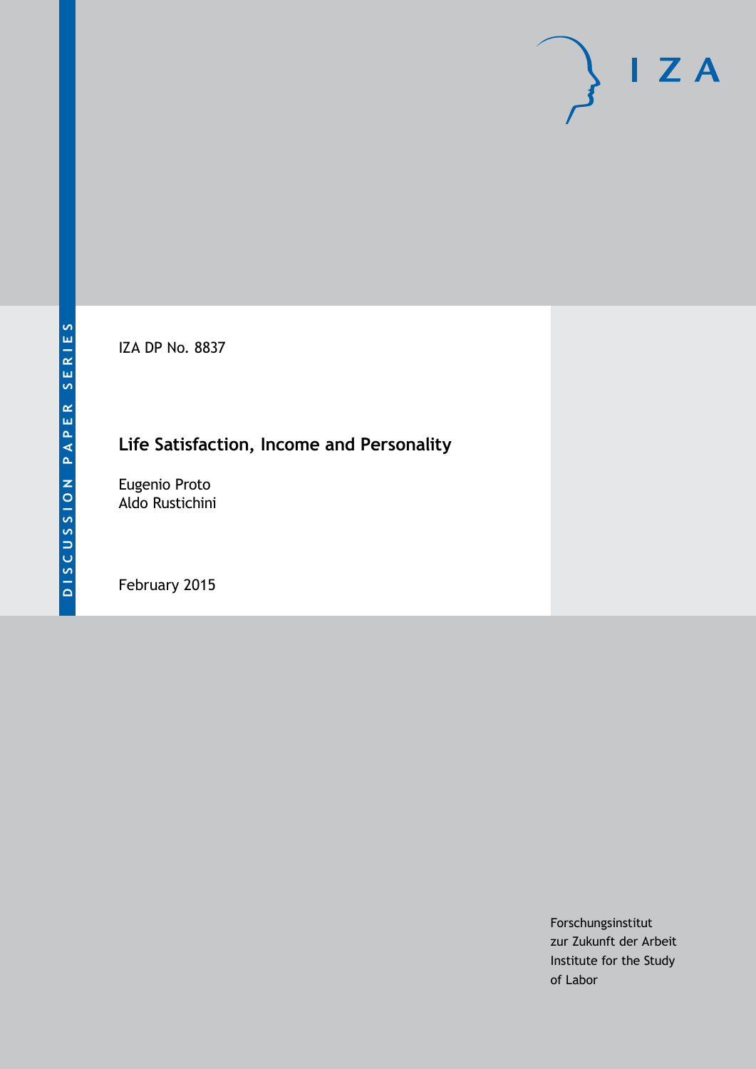DISCUSSION PAPER SERIES

IZA DP No. 8837

# Life Satisfaction, Income and Personality

Eugenio Proto
Aldo Rustichini

February 2015

Forschungsinstitut
zur Zukunft der Arbeit
Institute for the Study
of Labor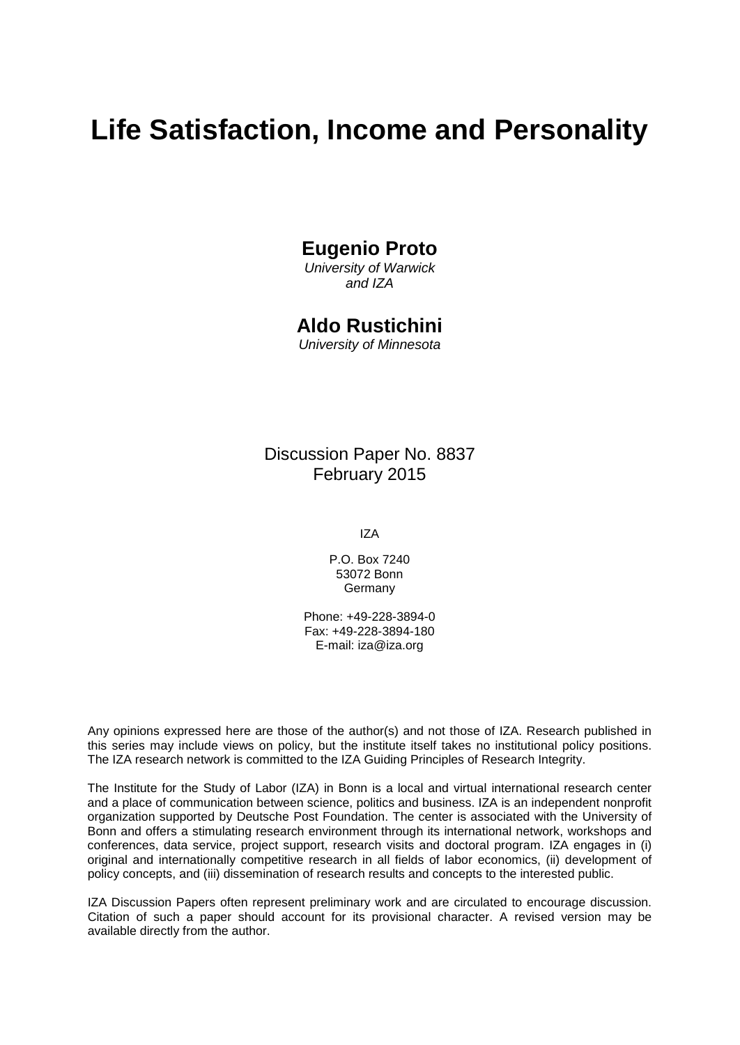# Life Satisfaction, Income and Personality

**Eugenio Proto**
*University of Warwick and IZA*

**Aldo Rustichini**
*University of Minnesota*

Discussion Paper No. 8837
February 2015

IZA

P.O. Box 7240
53072 Bonn
Germany

Phone: +49-228-3894-0
Fax: +49-228-3894-180
E-mail: iza@iza.org

Any opinions expressed here are those of the author(s) and not those of IZA. Research published in this series may include views on policy, but the institute itself takes no institutional policy positions. The IZA research network is committed to the IZA Guiding Principles of Research Integrity.

The Institute for the Study of Labor (IZA) in Bonn is a local and virtual international research center and a place of communication between science, politics and business. IZA is an independent nonprofit organization supported by Deutsche Post Foundation. The center is associated with the University of Bonn and offers a stimulating research environment through its international network, workshops and conferences, data service, project support, research visits and doctoral program. IZA engages in (i) original and internationally competitive research in all fields of labor economics, (ii) development of policy concepts, and (iii) dissemination of research results and concepts to the interested public.

IZA Discussion Papers often represent preliminary work and are circulated to encourage discussion. Citation of such a paper should account for its provisional character. A revised version may be available directly from the author.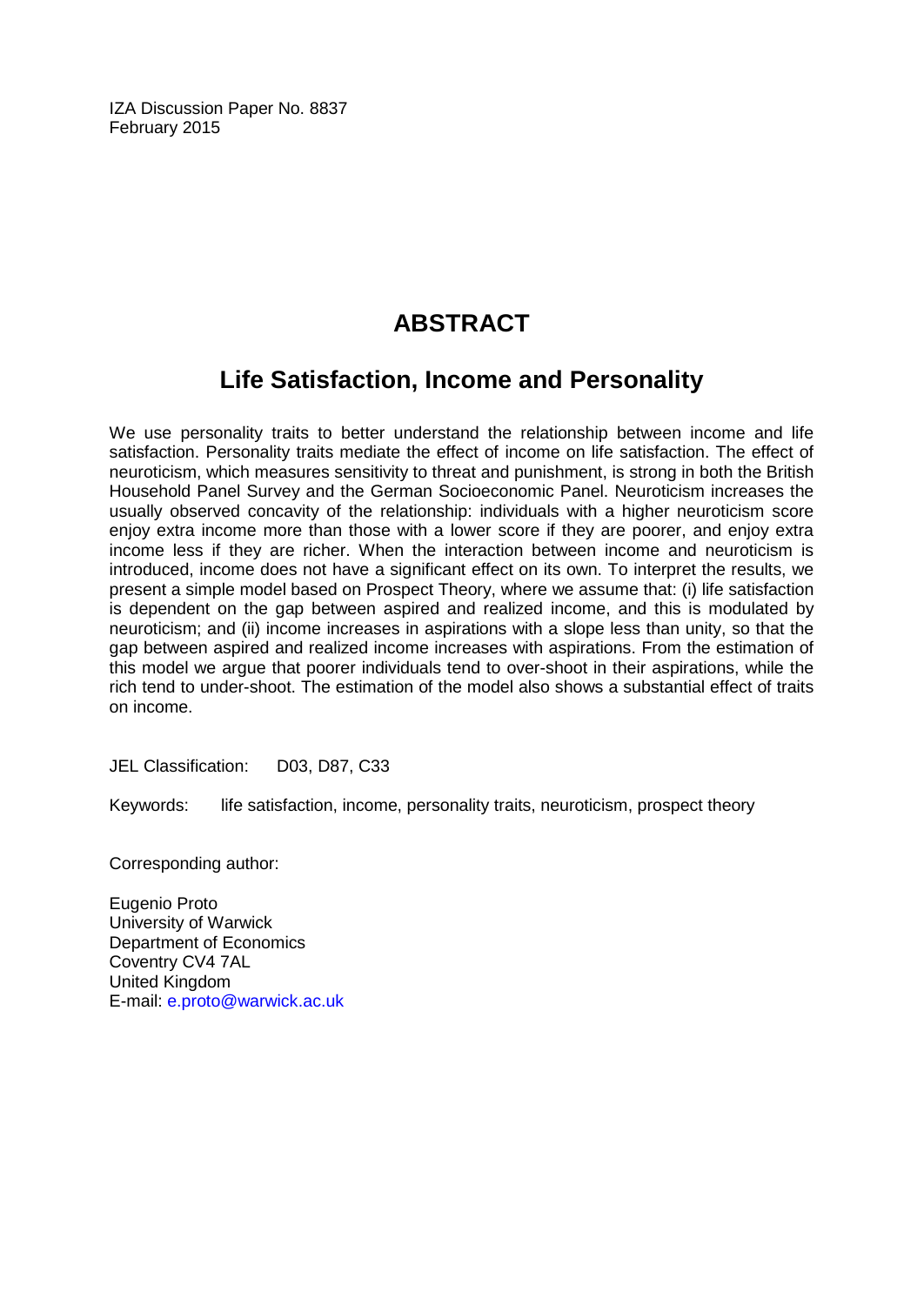IZA Discussion Paper No. 8837
February 2015

# ABSTRACT

## Life Satisfaction, Income and Personality

We use personality traits to better understand the relationship between income and life satisfaction. Personality traits mediate the effect of income on life satisfaction. The effect of neuroticism, which measures sensitivity to threat and punishment, is strong in both the British Household Panel Survey and the German Socioeconomic Panel. Neuroticism increases the usually observed concavity of the relationship: individuals with a higher neuroticism score enjoy extra income more than those with a lower score if they are poorer, and enjoy extra income less if they are richer. When the interaction between income and neuroticism is introduced, income does not have a significant effect on its own. To interpret the results, we present a simple model based on Prospect Theory, where we assume that: (i) life satisfaction is dependent on the gap between aspired and realized income, and this is modulated by neuroticism; and (ii) income increases in aspirations with a slope less than unity, so that the gap between aspired and realized income increases with aspirations. From the estimation of this model we argue that poorer individuals tend to over-shoot in their aspirations, while the rich tend to under-shoot. The estimation of the model also shows a substantial effect of traits on income.

JEL Classification: D03, D87, C33

Keywords: life satisfaction, income, personality traits, neuroticism, prospect theory

Corresponding author:

Eugenio Proto
University of Warwick
Department of Economics
Coventry CV4 7AL
United Kingdom
E-mail: e.proto@warwick.ac.uk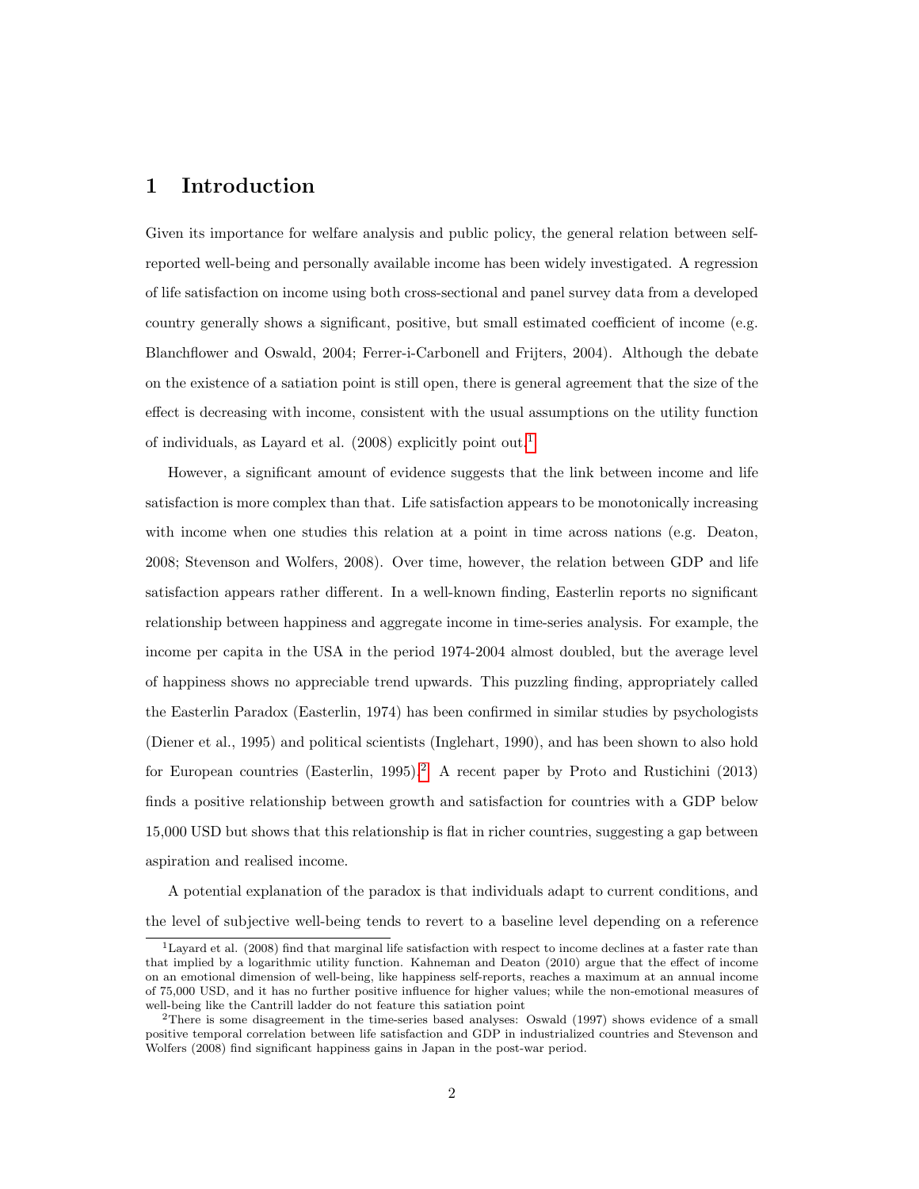# 1 Introduction

Given its importance for welfare analysis and public policy, the general relation between self-reported well-being and personally available income has been widely investigated. A regression of life satisfaction on income using both cross-sectional and panel survey data from a developed country generally shows a significant, positive, but small estimated coefficient of income (e.g. Blanchflower and Oswald, 2004; Ferrer-i-Carbonell and Frijters, 2004). Although the debate on the existence of a satiation point is still open, there is general agreement that the size of the effect is decreasing with income, consistent with the usual assumptions on the utility function of individuals, as Layard et al. (2008) explicitly point out.[1]

However, a significant amount of evidence suggests that the link between income and life satisfaction is more complex than that. Life satisfaction appears to be monotonically increasing with income when one studies this relation at a point in time across nations (e.g. Deaton, 2008; Stevenson and Wolfers, 2008). Over time, however, the relation between GDP and life satisfaction appears rather different. In a well-known finding, Easterlin reports no significant relationship between happiness and aggregate income in time-series analysis. For example, the income per capita in the USA in the period 1974-2004 almost doubled, but the average level of happiness shows no appreciable trend upwards. This puzzling finding, appropriately called the Easterlin Paradox (Easterlin, 1974) has been confirmed in similar studies by psychologists (Diener et al., 1995) and political scientists (Inglehart, 1990), and has been shown to also hold for European countries (Easterlin, 1995).[2] A recent paper by Proto and Rustichini (2013) finds a positive relationship between growth and satisfaction for countries with a GDP below 15,000 USD but shows that this relationship is flat in richer countries, suggesting a gap between aspiration and realised income.

A potential explanation of the paradox is that individuals adapt to current conditions, and the level of subjective well-being tends to revert to a baseline level depending on a reference

[1] Layard et al. (2008) find that marginal life satisfaction with respect to income declines at a faster rate than that implied by a logarithmic utility function. Kahneman and Deaton (2010) argue that the effect of income on an emotional dimension of well-being, like happiness self-reports, reaches a maximum at an annual income of 75,000 USD, and it has no further positive influence for higher values; while the non-emotional measures of well-being like the Cantrill ladder do not feature this satiation point

[2] There is some disagreement in the time-series based analyses: Oswald (1997) shows evidence of a small positive temporal correlation between life satisfaction and GDP in industrialized countries and Stevenson and Wolfers (2008) find significant happiness gains in Japan in the post-war period.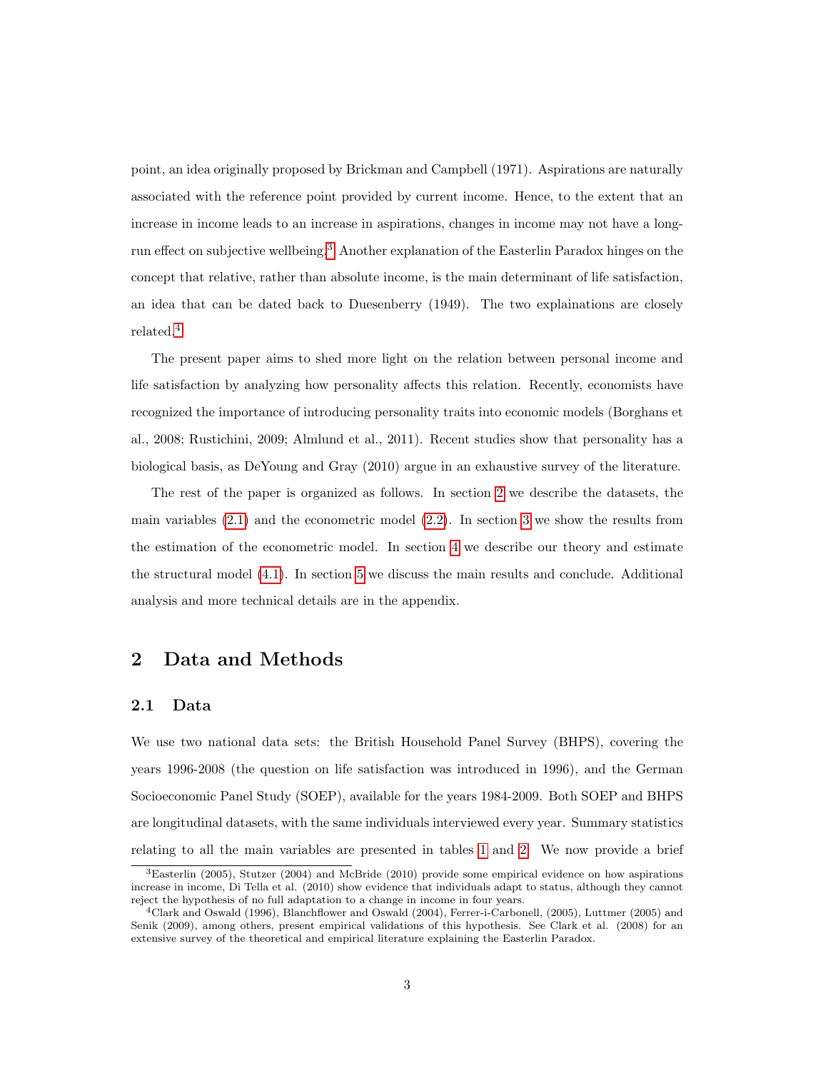point, an idea originally proposed by Brickman and Campbell (1971). Aspirations are naturally associated with the reference point provided by current income. Hence, to the extent that an increase in income leads to an increase in aspirations, changes in income may not have a long-run effect on subjective wellbeing.[3] Another explanation of the Easterlin Paradox hinges on the concept that relative, rather than absolute income, is the main determinant of life satisfaction, an idea that can be dated back to Duesenberry (1949). The two explainations are closely related.[4]

The present paper aims to shed more light on the relation between personal income and life satisfaction by analyzing how personality affects this relation. Recently, economists have recognized the importance of introducing personality traits into economic models (Borghans et al., 2008; Rustichini, 2009; Almlund et al., 2011). Recent studies show that personality has a biological basis, as DeYoung and Gray (2010) argue in an exhaustive survey of the literature.

The rest of the paper is organized as follows. In section 2 we describe the datasets, the main variables (2.1) and the econometric model (2.2). In section 3 we show the results from the estimation of the econometric model. In section 4 we describe our theory and estimate the structural model (4.1). In section 5 we discuss the main results and conclude. Additional analysis and more technical details are in the appendix.

## 2 Data and Methods

### 2.1 Data

We use two national data sets: the British Household Panel Survey (BHPS), covering the years 1996-2008 (the question on life satisfaction was introduced in 1996), and the German Socioeconomic Panel Study (SOEP), available for the years 1984-2009. Both SOEP and BHPS are longitudinal datasets, with the same individuals interviewed every year. Summary statistics relating to all the main variables are presented in tables 1 and 2. We now provide a brief

[3] Easterlin (2005), Stutzer (2004) and McBride (2010) provide some empirical evidence on how aspirations increase in income, Di Tella et al. (2010) show evidence that individuals adapt to status, although they cannot reject the hypothesis of no full adaptation to a change in income in four years.

[4] Clark and Oswald (1996), Blanchflower and Oswald (2004), Ferrer-i-Carbonell, (2005), Luttmer (2005) and Senik (2009), among others, present empirical validations of this hypothesis. See Clark et al. (2008) for an extensive survey of the theoretical and empirical literature explaining the Easterlin Paradox.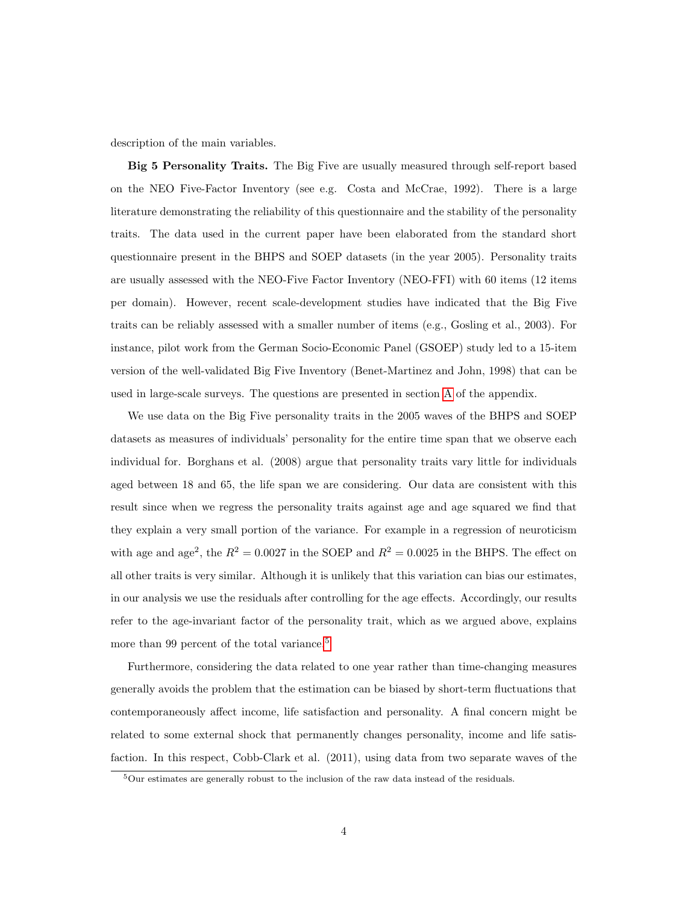description of the main variables.

**Big 5 Personality Traits.** The Big Five are usually measured through self-report based on the NEO Five-Factor Inventory (see e.g. Costa and McCrae, 1992). There is a large literature demonstrating the reliability of this questionnaire and the stability of the personality traits. The data used in the current paper have been elaborated from the standard short questionnaire present in the BHPS and SOEP datasets (in the year 2005). Personality traits are usually assessed with the NEO-Five Factor Inventory (NEO-FFI) with 60 items (12 items per domain). However, recent scale-development studies have indicated that the Big Five traits can be reliably assessed with a smaller number of items (e.g., Gosling et al., 2003). For instance, pilot work from the German Socio-Economic Panel (GSOEP) study led to a 15-item version of the well-validated Big Five Inventory (Benet-Martinez and John, 1998) that can be used in large-scale surveys. The questions are presented in section A of the appendix.

We use data on the Big Five personality traits in the 2005 waves of the BHPS and SOEP datasets as measures of individuals' personality for the entire time span that we observe each individual for. Borghans et al. (2008) argue that personality traits vary little for individuals aged between 18 and 65, the life span we are considering. Our data are consistent with this result since when we regress the personality traits against age and age squared we find that they explain a very small portion of the variance. For example in a regression of neuroticism with age and age$^2$, the $R^2 = 0.0027$ in the SOEP and $R^2 = 0.0025$ in the BHPS. The effect on all other traits is very similar. Although it is unlikely that this variation can bias our estimates, in our analysis we use the residuals after controlling for the age effects. Accordingly, our results refer to the age-invariant factor of the personality trait, which as we argued above, explains more than 99 percent of the total variance.[5]

Furthermore, considering the data related to one year rather than time-changing measures generally avoids the problem that the estimation can be biased by short-term fluctuations that contemporaneously affect income, life satisfaction and personality. A final concern might be related to some external shock that permanently changes personality, income and life satisfaction. In this respect, Cobb-Clark et al. (2011), using data from two separate waves of the

[5] Our estimates are generally robust to the inclusion of the raw data instead of the residuals.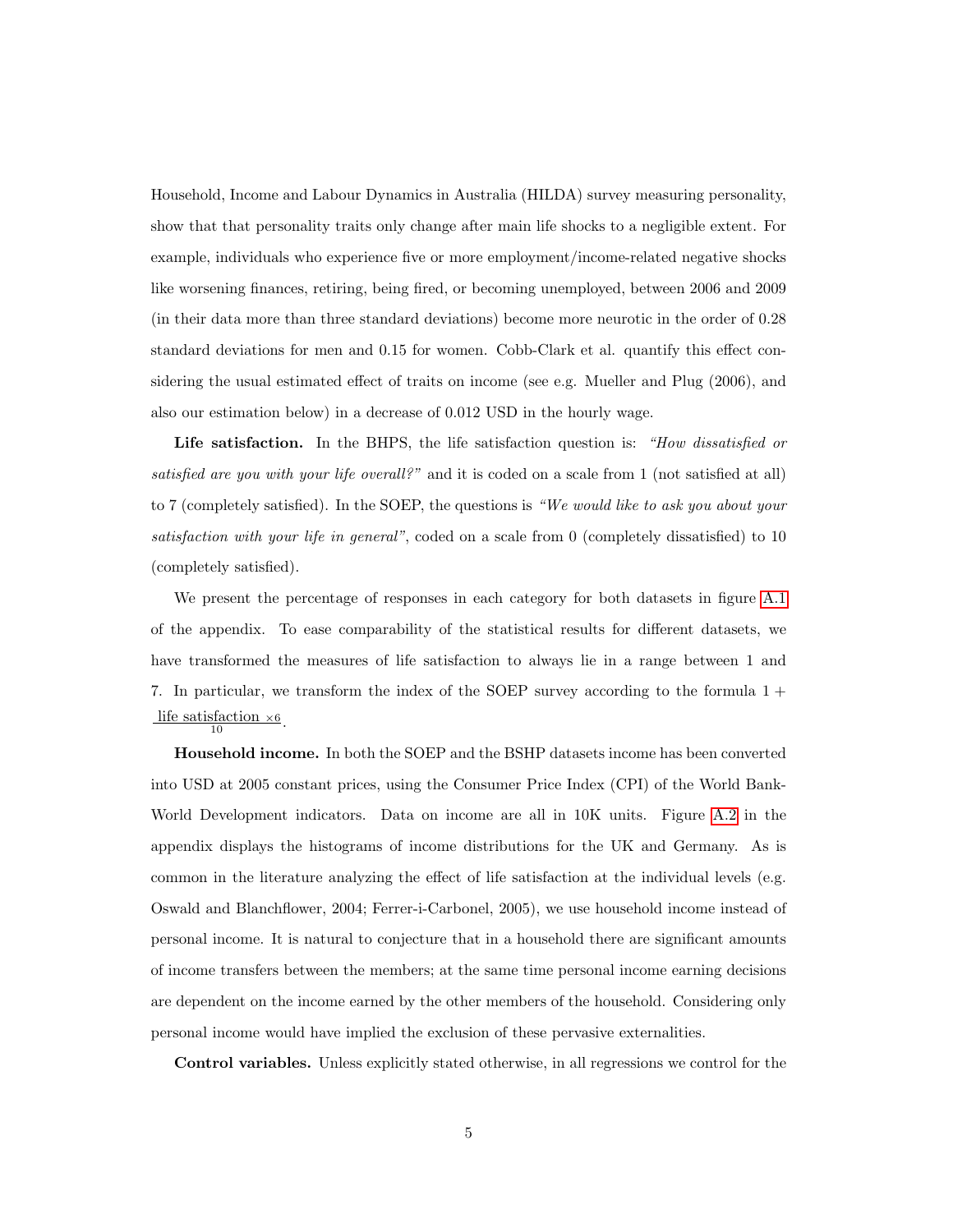Household, Income and Labour Dynamics in Australia (HILDA) survey measuring personality, show that that personality traits only change after main life shocks to a negligible extent. For example, individuals who experience five or more employment/income-related negative shocks like worsening finances, retiring, being fired, or becoming unemployed, between 2006 and 2009 (in their data more than three standard deviations) become more neurotic in the order of 0.28 standard deviations for men and 0.15 for women. Cobb-Clark et al. quantify this effect considering the usual estimated effect of traits on income (see e.g. Mueller and Plug (2006), and also our estimation below) in a decrease of 0.012 USD in the hourly wage.

**Life satisfaction.** In the BHPS, the life satisfaction question is: *"How dissatisfied or satisfied are you with your life overall?"* and it is coded on a scale from 1 (not satisfied at all) to 7 (completely satisfied). In the SOEP, the questions is *"We would like to ask you about your satisfaction with your life in general"*, coded on a scale from 0 (completely dissatisfied) to 10 (completely satisfied).

We present the percentage of responses in each category for both datasets in figure A.1 of the appendix. To ease comparability of the statistical results for different datasets, we have transformed the measures of life satisfaction to always lie in a range between 1 and 7. In particular, we transform the index of the SOEP survey according to the formula $1 + \frac{\text{life satisfaction} \times 6}{10}$.

**Household income.** In both the SOEP and the BSHP datasets income has been converted into USD at 2005 constant prices, using the Consumer Price Index (CPI) of the World Bank-World Development indicators. Data on income are all in 10K units. Figure A.2 in the appendix displays the histograms of income distributions for the UK and Germany. As is common in the literature analyzing the effect of life satisfaction at the individual levels (e.g. Oswald and Blanchflower, 2004; Ferrer-i-Carbonel, 2005), we use household income instead of personal income. It is natural to conjecture that in a household there are significant amounts of income transfers between the members; at the same time personal income earning decisions are dependent on the income earned by the other members of the household. Considering only personal income would have implied the exclusion of these pervasive externalities.

**Control variables.** Unless explicitly stated otherwise, in all regressions we control for the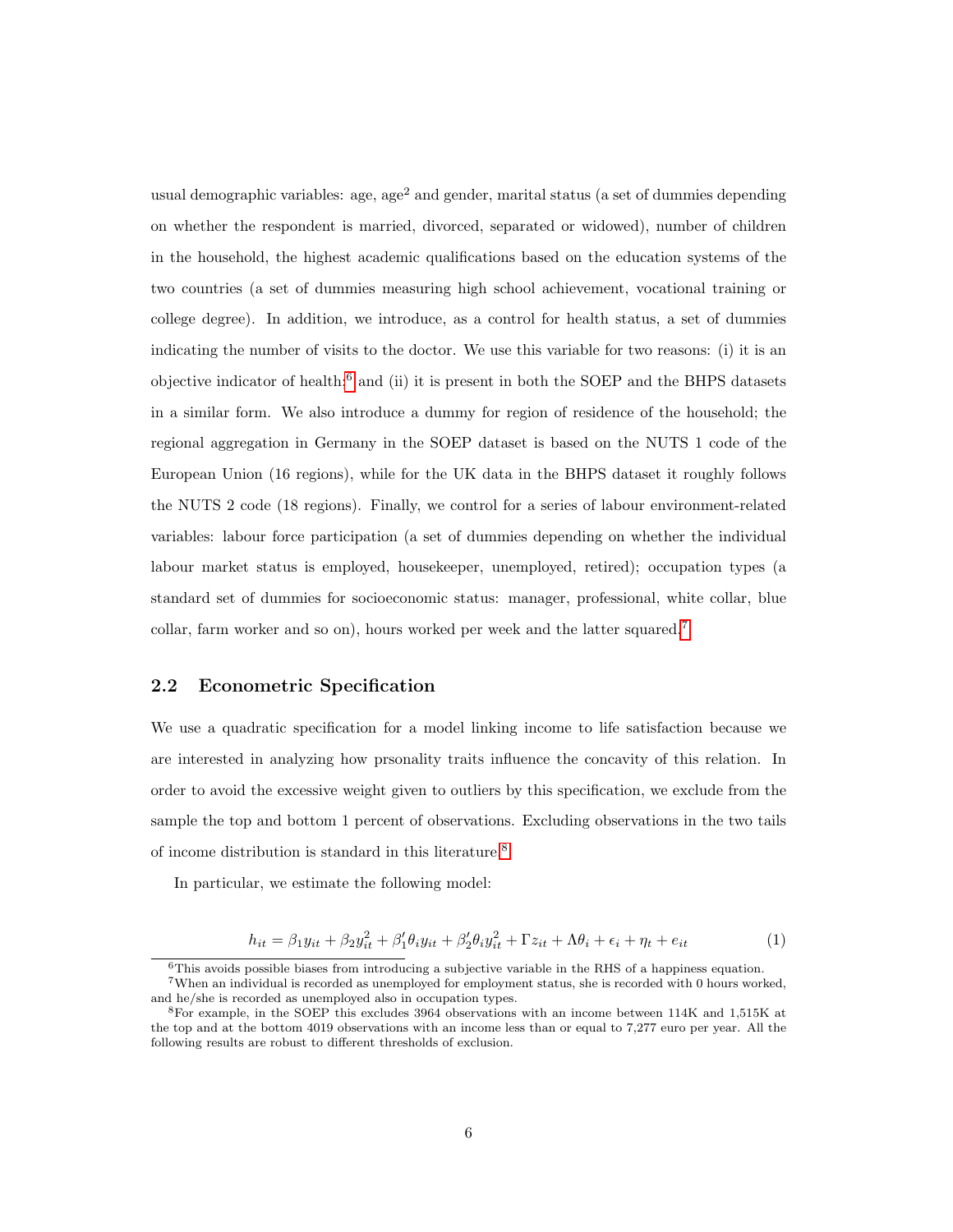usual demographic variables: age, age$^2$ and gender, marital status (a set of dummies depending on whether the respondent is married, divorced, separated or widowed), number of children in the household, the highest academic qualifications based on the education systems of the two countries (a set of dummies measuring high school achievement, vocational training or college degree). In addition, we introduce, as a control for health status, a set of dummies indicating the number of visits to the doctor. We use this variable for two reasons: (i) it is an objective indicator of health;[6] and (ii) it is present in both the SOEP and the BHPS datasets in a similar form. We also introduce a dummy for region of residence of the household; the regional aggregation in Germany in the SOEP dataset is based on the NUTS 1 code of the European Union (16 regions), while for the UK data in the BHPS dataset it roughly follows the NUTS 2 code (18 regions). Finally, we control for a series of labour environment-related variables: labour force participation (a set of dummies depending on whether the individual labour market status is employed, housekeeper, unemployed, retired); occupation types (a standard set of dummies for socioeconomic status: manager, professional, white collar, blue collar, farm worker and so on), hours worked per week and the latter squared.[7]

## 2.2 Econometric Specification

We use a quadratic specification for a model linking income to life satisfaction because we are interested in analyzing how prsonality traits influence the concavity of this relation. In order to avoid the excessive weight given to outliers by this specification, we exclude from the sample the top and bottom 1 percent of observations. Excluding observations in the two tails of income distribution is standard in this literature.[8]

In particular, we estimate the following model:

$$h_{it} = \beta_1 y_{it} + \beta_2 y_{it}^2 + \beta_1' \theta_i y_{it} + \beta_2' \theta_i y_{it}^2 + \Gamma z_{it} + \Lambda \theta_i + \epsilon_i + \eta_t + e_{it} \quad (1)$$

[6] This avoids possible biases from introducing a subjective variable in the RHS of a happiness equation.

[7] When an individual is recorded as unemployed for employment status, she is recorded with 0 hours worked, and he/she is recorded as unemployed also in occupation types.

[8] For example, in the SOEP this excludes 3964 observations with an income between 114K and 1,515K at the top and at the bottom 4019 observations with an income less than or equal to 7,277 euro per year. All the following results are robust to different thresholds of exclusion.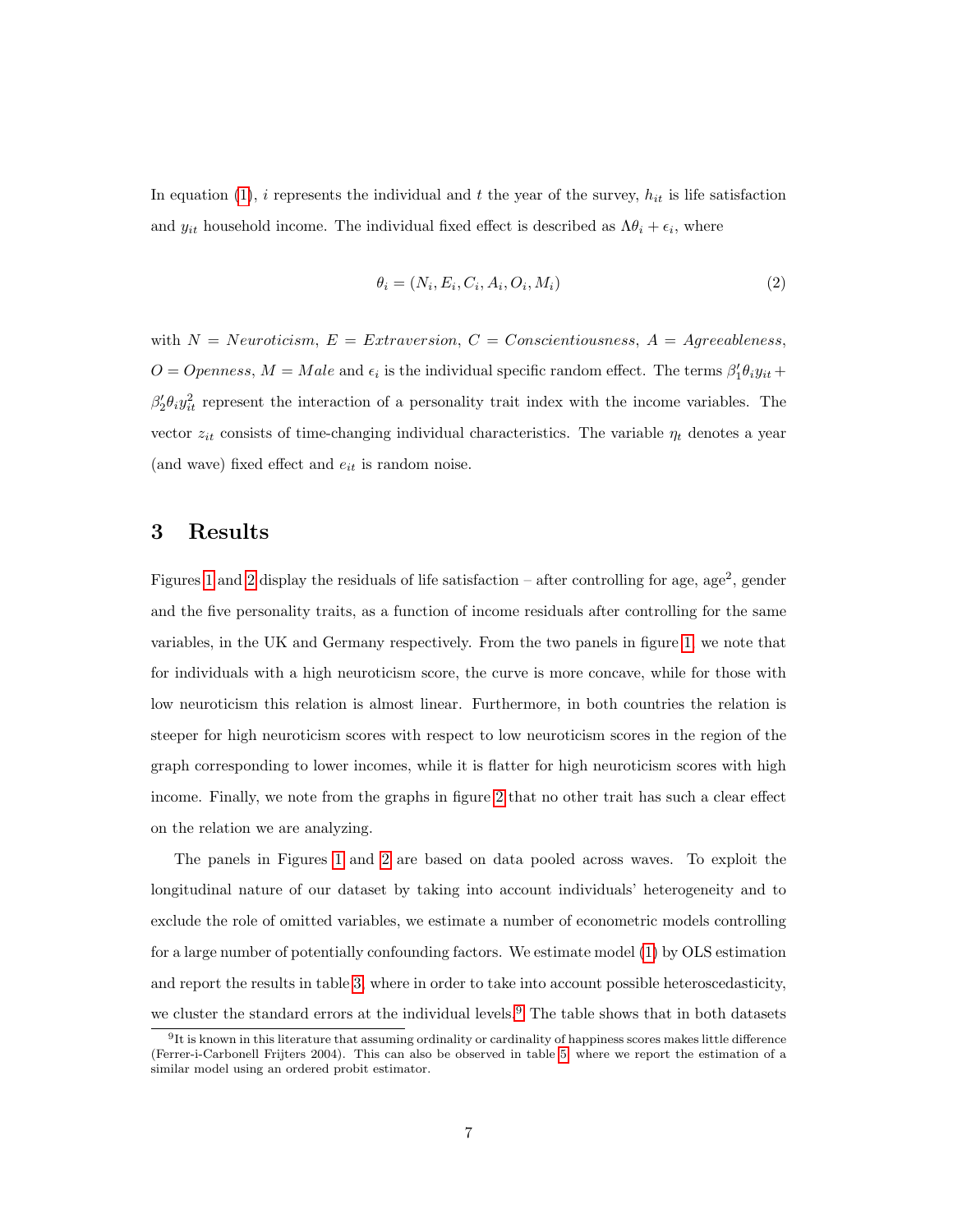In equation (1), $i$ represents the individual and $t$ the year of the survey, $h_{it}$ is life satisfaction and $y_{it}$ household income. The individual fixed effect is described as $\Lambda\theta_i + \epsilon_i$, where

$$\theta_i = (N_i, E_i, C_i, A_i, O_i, M_i) \tag{2}$$

with $N = Neuroticism$, $E = Extraversion$, $C = Conscientiousness$, $A = Agreeableness$, $O = Openness$, $M = Male$ and $\epsilon_i$ is the individual specific random effect. The terms $\beta_1'\theta_i y_{it} + \beta_2'\theta_i y_{it}^2$ represent the interaction of a personality trait index with the income variables. The vector $z_{it}$ consists of time-changing individual characteristics. The variable $\eta_t$ denotes a year (and wave) fixed effect and $e_{it}$ is random noise.

# 3 Results

Figures 1 and 2 display the residuals of life satisfaction – after controlling for age, age$^2$, gender and the five personality traits, as a function of income residuals after controlling for the same variables, in the UK and Germany respectively. From the two panels in figure 1, we note that for individuals with a high neuroticism score, the curve is more concave, while for those with low neuroticism this relation is almost linear. Furthermore, in both countries the relation is steeper for high neuroticism scores with respect to low neuroticism scores in the region of the graph corresponding to lower incomes, while it is flatter for high neuroticism scores with high income. Finally, we note from the graphs in figure 2 that no other trait has such a clear effect on the relation we are analyzing.

The panels in Figures 1 and 2 are based on data pooled across waves. To exploit the longitudinal nature of our dataset by taking into account individuals' heterogeneity and to exclude the role of omitted variables, we estimate a number of econometric models controlling for a large number of potentially confounding factors. We estimate model (1) by OLS estimation and report the results in table 3, where in order to take into account possible heteroscedasticity, we cluster the standard errors at the individual levels.[9] The table shows that in both datasets

[9] It is known in this literature that assuming ordinality or cardinality of happiness scores makes little difference (Ferrer-i-Carbonell Frijters 2004). This can also be observed in table 5, where we report the estimation of a similar model using an ordered probit estimator.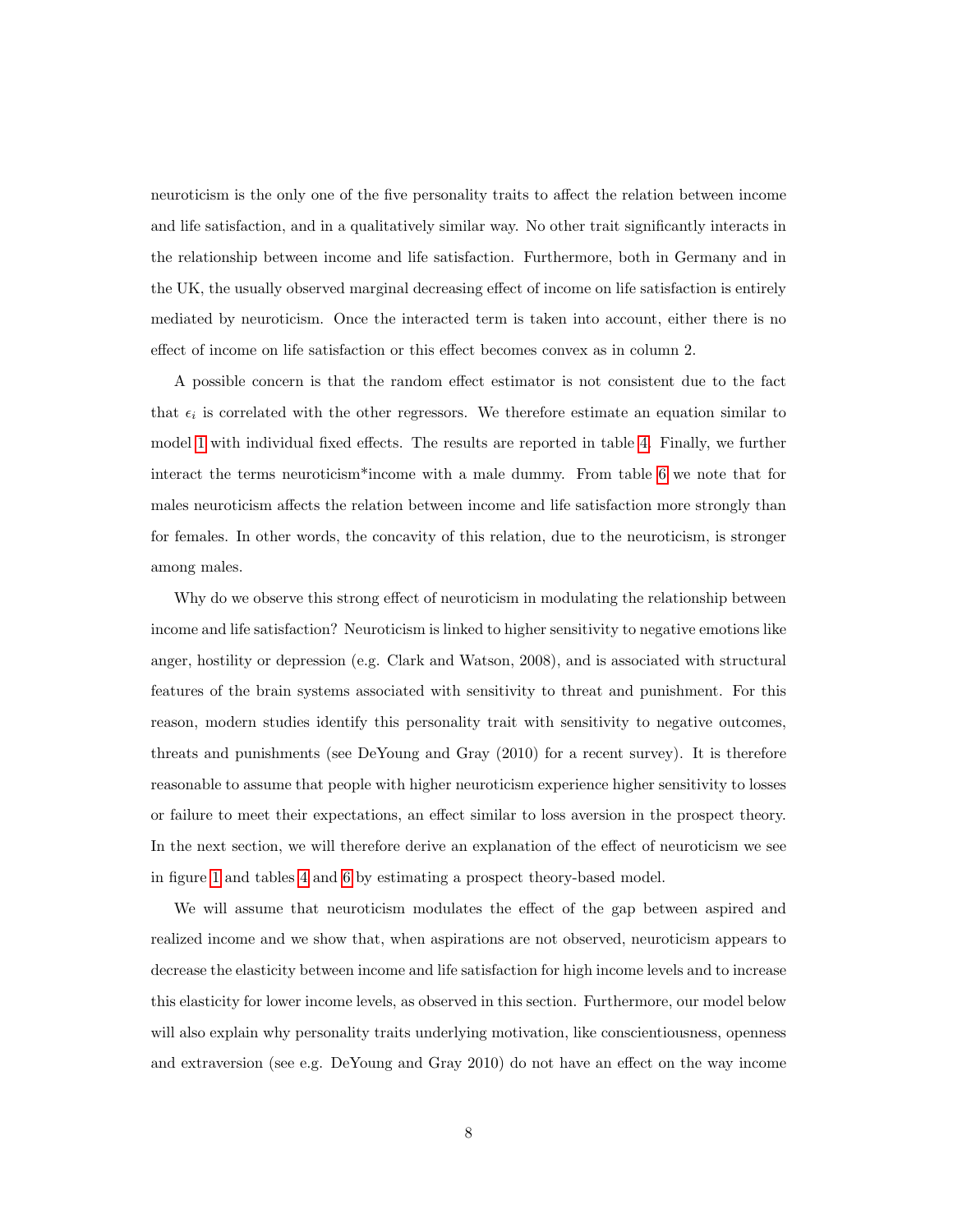neuroticism is the only one of the five personality traits to affect the relation between income and life satisfaction, and in a qualitatively similar way. No other trait significantly interacts in the relationship between income and life satisfaction. Furthermore, both in Germany and in the UK, the usually observed marginal decreasing effect of income on life satisfaction is entirely mediated by neuroticism. Once the interacted term is taken into account, either there is no effect of income on life satisfaction or this effect becomes convex as in column 2.

A possible concern is that the random effect estimator is not consistent due to the fact that $\epsilon_i$ is correlated with the other regressors. We therefore estimate an equation similar to model 1 with individual fixed effects. The results are reported in table 4. Finally, we further interact the terms neuroticism*income with a male dummy. From table 6 we note that for males neuroticism affects the relation between income and life satisfaction more strongly than for females. In other words, the concavity of this relation, due to the neuroticism, is stronger among males.

Why do we observe this strong effect of neuroticism in modulating the relationship between income and life satisfaction? Neuroticism is linked to higher sensitivity to negative emotions like anger, hostility or depression (e.g. Clark and Watson, 2008), and is associated with structural features of the brain systems associated with sensitivity to threat and punishment. For this reason, modern studies identify this personality trait with sensitivity to negative outcomes, threats and punishments (see DeYoung and Gray (2010) for a recent survey). It is therefore reasonable to assume that people with higher neuroticism experience higher sensitivity to losses or failure to meet their expectations, an effect similar to loss aversion in the prospect theory. In the next section, we will therefore derive an explanation of the effect of neuroticism we see in figure 1 and tables 4 and 6 by estimating a prospect theory-based model.

We will assume that neuroticism modulates the effect of the gap between aspired and realized income and we show that, when aspirations are not observed, neuroticism appears to decrease the elasticity between income and life satisfaction for high income levels and to increase this elasticity for lower income levels, as observed in this section. Furthermore, our model below will also explain why personality traits underlying motivation, like conscientiousness, openness and extraversion (see e.g. DeYoung and Gray 2010) do not have an effect on the way income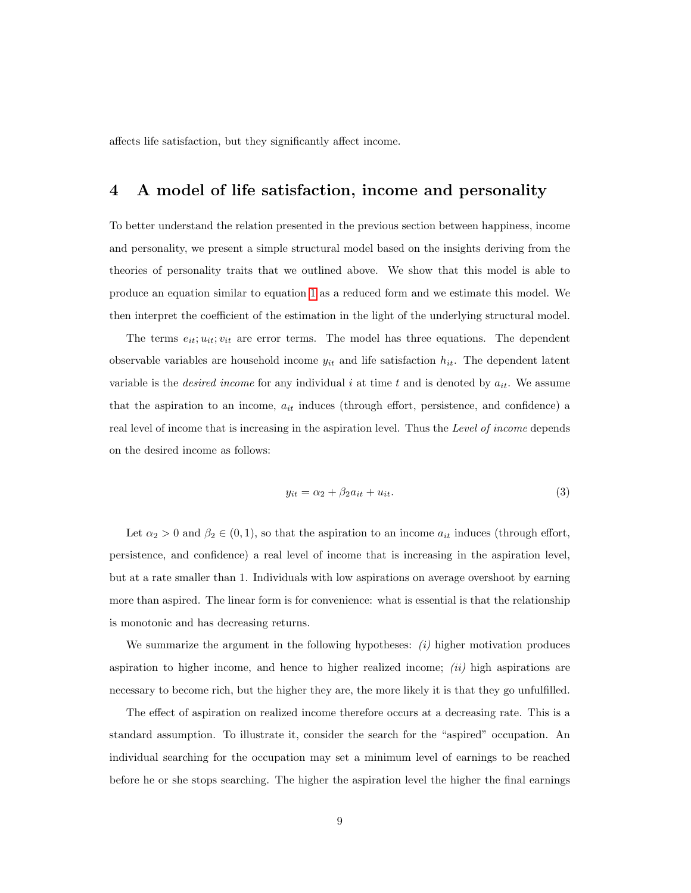affects life satisfaction, but they significantly affect income.

## 4 A model of life satisfaction, income and personality

To better understand the relation presented in the previous section between happiness, income and personality, we present a simple structural model based on the insights deriving from the theories of personality traits that we outlined above. We show that this model is able to produce an equation similar to equation 1 as a reduced form and we estimate this model. We then interpret the coefficient of the estimation in the light of the underlying structural model.

The terms $e_{it}; u_{it}; v_{it}$ are error terms. The model has three equations. The dependent observable variables are household income $y_{it}$ and life satisfaction $h_{it}$. The dependent latent variable is the *desired income* for any individual $i$ at time $t$ and is denoted by $a_{it}$. We assume that the aspiration to an income, $a_{it}$ induces (through effort, persistence, and confidence) a real level of income that is increasing in the aspiration level. Thus the *Level of income* depends on the desired income as follows:

$$y_{it} = \alpha_2 + \beta_2 a_{it} + u_{it}. \tag{3}$$

Let $\alpha_2 > 0$ and $\beta_2 \in (0, 1)$, so that the aspiration to an income $a_{it}$ induces (through effort, persistence, and confidence) a real level of income that is increasing in the aspiration level, but at a rate smaller than 1. Individuals with low aspirations on average overshoot by earning more than aspired. The linear form is for convenience: what is essential is that the relationship is monotonic and has decreasing returns.

We summarize the argument in the following hypotheses: *(i)* higher motivation produces aspiration to higher income, and hence to higher realized income; *(ii)* high aspirations are necessary to become rich, but the higher they are, the more likely it is that they go unfulfilled.

The effect of aspiration on realized income therefore occurs at a decreasing rate. This is a standard assumption. To illustrate it, consider the search for the "aspired" occupation. An individual searching for the occupation may set a minimum level of earnings to be reached before he or she stops searching. The higher the aspiration level the higher the final earnings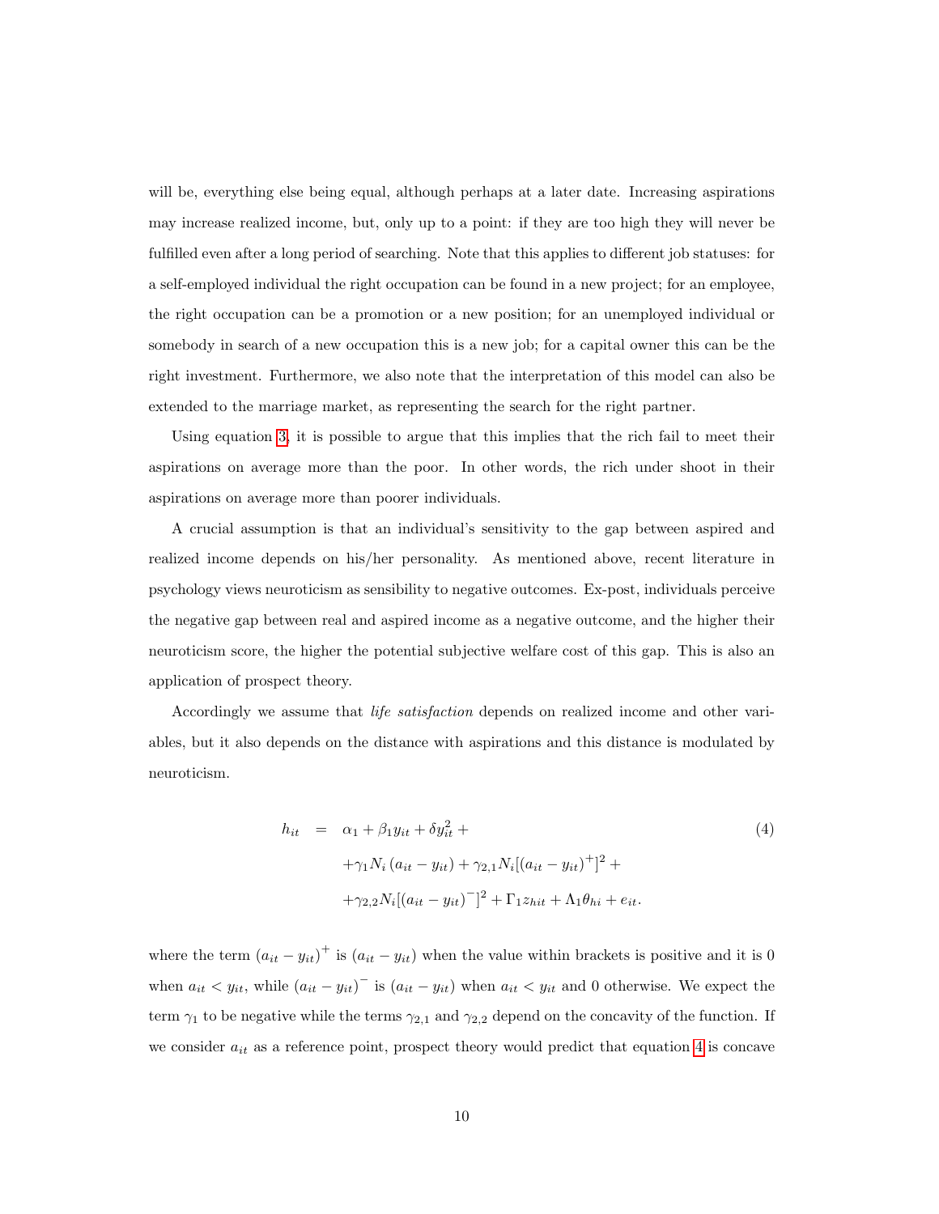will be, everything else being equal, although perhaps at a later date. Increasing aspirations may increase realized income, but, only up to a point: if they are too high they will never be fulfilled even after a long period of searching. Note that this applies to different job statuses: for a self-employed individual the right occupation can be found in a new project; for an employee, the right occupation can be a promotion or a new position; for an unemployed individual or somebody in search of a new occupation this is a new job; for a capital owner this can be the right investment. Furthermore, we also note that the interpretation of this model can also be extended to the marriage market, as representing the search for the right partner.

Using equation 3, it is possible to argue that this implies that the rich fail to meet their aspirations on average more than the poor. In other words, the rich under shoot in their aspirations on average more than poorer individuals.

A crucial assumption is that an individual's sensitivity to the gap between aspired and realized income depends on his/her personality. As mentioned above, recent literature in psychology views neuroticism as sensibility to negative outcomes. Ex-post, individuals perceive the negative gap between real and aspired income as a negative outcome, and the higher their neuroticism score, the higher the potential subjective welfare cost of this gap. This is also an application of prospect theory.

Accordingly we assume that *life satisfaction* depends on realized income and other variables, but it also depends on the distance with aspirations and this distance is modulated by neuroticism.

$$
\begin{aligned}
h_{it} \quad = \quad & \alpha_1 + \beta_1 y_{it} + \delta y_{it}^2 + \\
& + \gamma_1 N_i \left(a_{it} - y_{it}\right) + \gamma_{2,1} N_i [\left(a_{it} - y_{it}\right)^+]^2 + \\
& + \gamma_{2,2} N_i [\left(a_{it} - y_{it}\right)^-]^2 + \Gamma_1 z_{hit} + \Lambda_1 \theta_{hi} + e_{it}.
\end{aligned}
\tag{4}
$$

where the term $(a_{it} - y_{it})^+$ is $(a_{it} - y_{it})$ when the value within brackets is positive and it is 0 when $a_{it} < y_{it}$, while $(a_{it} - y_{it})^-$ is $(a_{it} - y_{it})$ when $a_{it} < y_{it}$ and 0 otherwise. We expect the term $\gamma_1$ to be negative while the terms $\gamma_{2,1}$ and $\gamma_{2,2}$ depend on the concavity of the function. If we consider $a_{it}$ as a reference point, prospect theory would predict that equation 4 is concave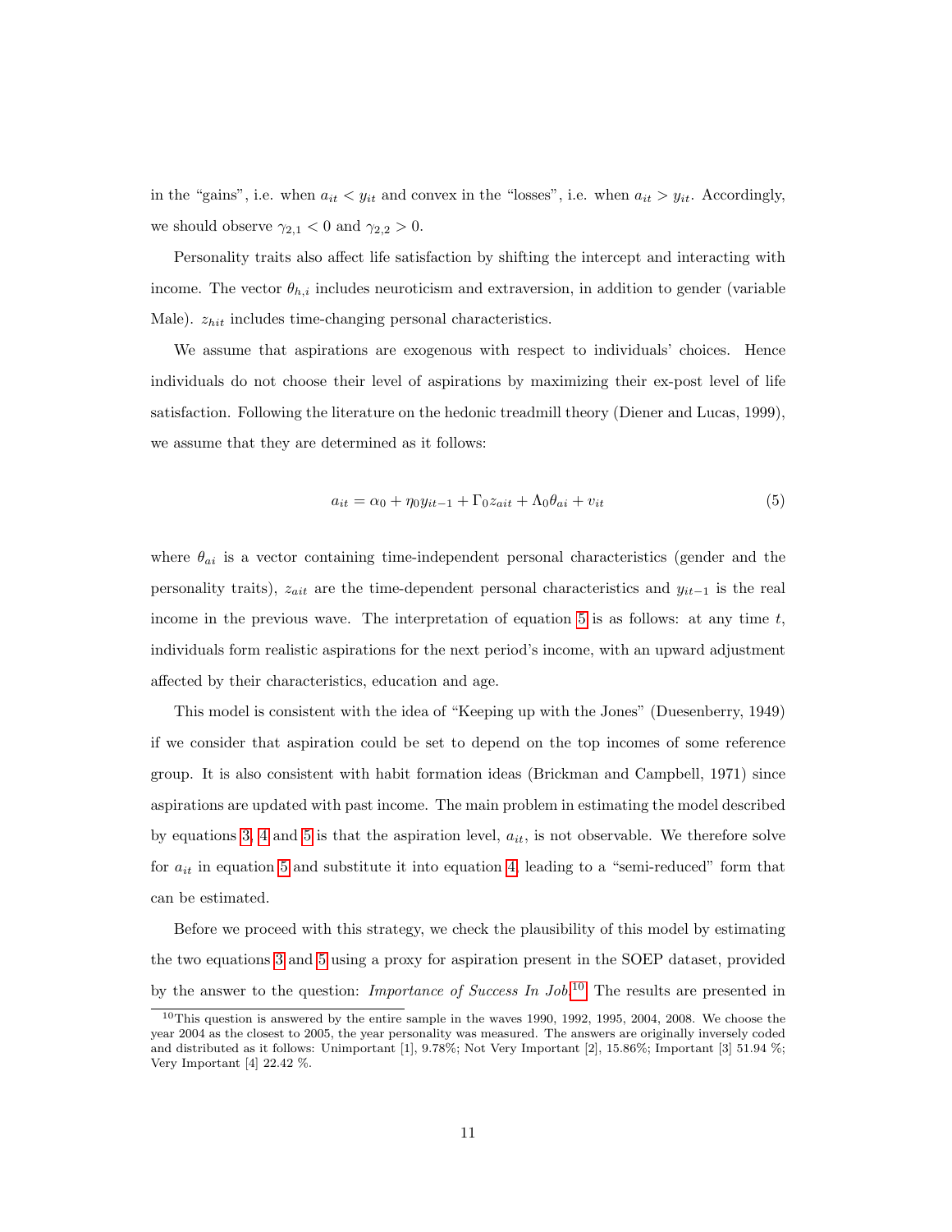in the "gains", i.e. when $a_{it} < y_{it}$ and convex in the "losses", i.e. when $a_{it} > y_{it}$. Accordingly, we should observe $\gamma_{2,1} < 0$ and $\gamma_{2,2} > 0$.

Personality traits also affect life satisfaction by shifting the intercept and interacting with income. The vector $\theta_{h,i}$ includes neuroticism and extraversion, in addition to gender (variable Male). $z_{hit}$ includes time-changing personal characteristics.

We assume that aspirations are exogenous with respect to individuals' choices. Hence individuals do not choose their level of aspirations by maximizing their ex-post level of life satisfaction. Following the literature on the hedonic treadmill theory (Diener and Lucas, 1999), we assume that they are determined as it follows:

$$a_{it} = \alpha_0 + \eta_0 y_{it-1} + \Gamma_0 z_{ait} + \Lambda_0 \theta_{ai} + v_{it} \tag{5}$$

where $\theta_{ai}$ is a vector containing time-independent personal characteristics (gender and the personality traits), $z_{ait}$ are the time-dependent personal characteristics and $y_{it-1}$ is the real income in the previous wave. The interpretation of equation 5 is as follows: at any time $t$, individuals form realistic aspirations for the next period's income, with an upward adjustment affected by their characteristics, education and age.

This model is consistent with the idea of "Keeping up with the Jones" (Duesenberry, 1949) if we consider that aspiration could be set to depend on the top incomes of some reference group. It is also consistent with habit formation ideas (Brickman and Campbell, 1971) since aspirations are updated with past income. The main problem in estimating the model described by equations 3, 4 and 5 is that the aspiration level, $a_{it}$, is not observable. We therefore solve for $a_{it}$ in equation 5 and substitute it into equation 4, leading to a "semi-reduced" form that can be estimated.

Before we proceed with this strategy, we check the plausibility of this model by estimating the two equations 3 and 5 using a proxy for aspiration present in the SOEP dataset, provided by the answer to the question: *Importance of Success In Job*.[10] The results are presented in

[10] This question is answered by the entire sample in the waves 1990, 1992, 1995, 2004, 2008. We choose the year 2004 as the closest to 2005, the year personality was measured. The answers are originally inversely coded and distributed as it follows: Unimportant [1], 9.78%; Not Very Important [2], 15.86%; Important [3] 51.94 %; Very Important [4] 22.42 %.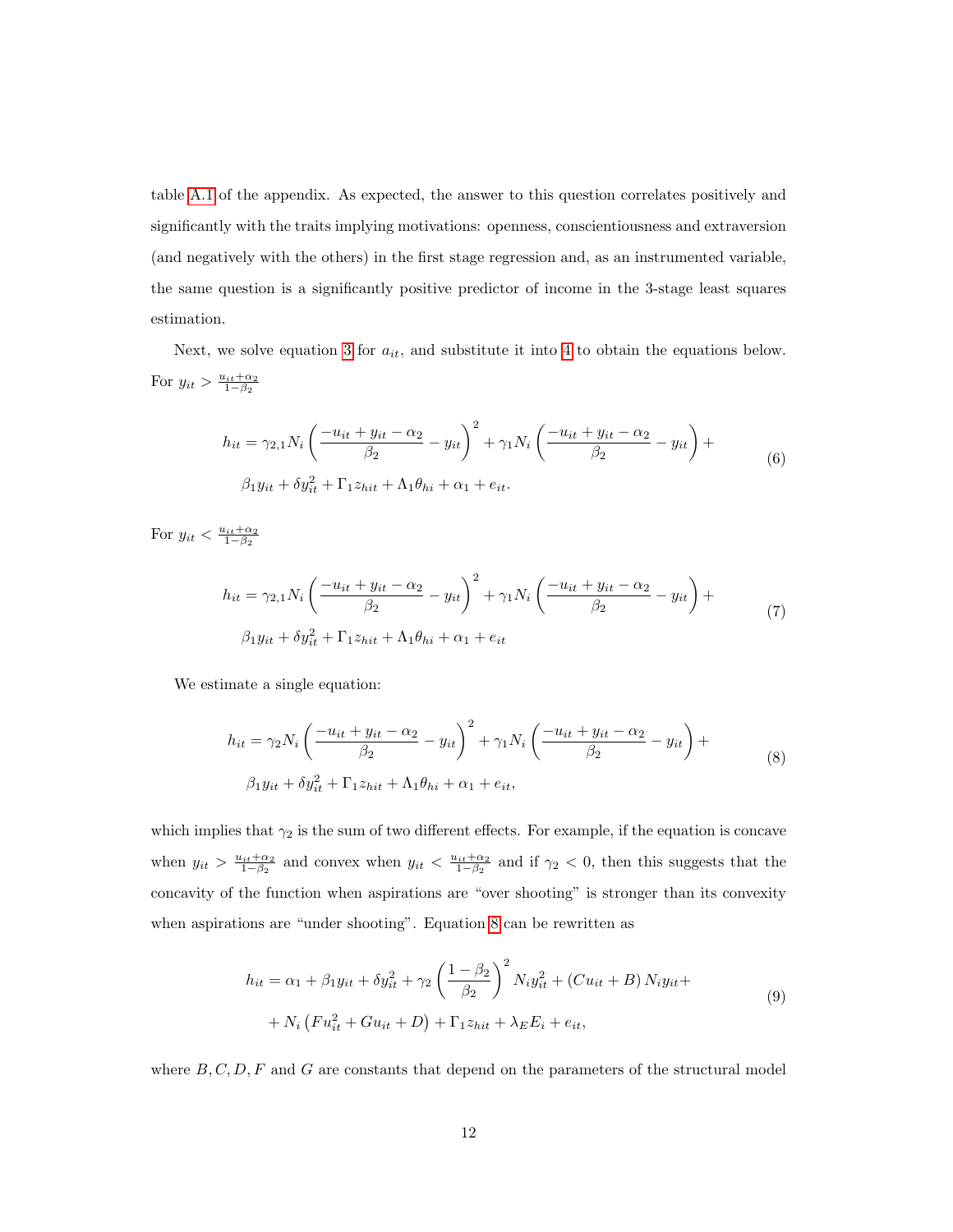table A.1 of the appendix. As expected, the answer to this question correlates positively and significantly with the traits implying motivations: openness, conscientiousness and extraversion (and negatively with the others) in the first stage regression and, as an instrumented variable, the same question is a significantly positive predictor of income in the 3-stage least squares estimation.

Next, we solve equation 3 for $a_{it}$, and substitute it into 4 to obtain the equations below. For $y_{it} > \frac{u_{it}+\alpha_2}{1-\beta_2}$

$$
\begin{aligned}
h_{it} = \gamma_{2,1} N_i \left( \frac{-u_{it} + y_{it} - \alpha_2}{\beta_2} - y_{it} \right)^2 + \gamma_1 N_i \left( \frac{-u_{it} + y_{it} - \alpha_2}{\beta_2} - y_{it} \right) + \\
\beta_1 y_{it} + \delta y_{it}^2 + \Gamma_1 z_{hit} + \Lambda_1 \theta_{hi} + \alpha_1 + e_{it}.
\end{aligned}
\tag{6}
$$

For $y_{it} < \frac{u_{it}+\alpha_2}{1-\beta_2}$

$$
\begin{aligned}
h_{it} = \gamma_{2,1} N_i \left( \frac{-u_{it} + y_{it} - \alpha_2}{\beta_2} - y_{it} \right)^2 + \gamma_1 N_i \left( \frac{-u_{it} + y_{it} - \alpha_2}{\beta_2} - y_{it} \right) + \\
\beta_1 y_{it} + \delta y_{it}^2 + \Gamma_1 z_{hit} + \Lambda_1 \theta_{hi} + \alpha_1 + e_{it}
\end{aligned}
\tag{7}
$$

We estimate a single equation:

$$
\begin{aligned}
h_{it} = \gamma_2 N_i \left( \frac{-u_{it} + y_{it} - \alpha_2}{\beta_2} - y_{it} \right)^2 + \gamma_1 N_i \left( \frac{-u_{it} + y_{it} - \alpha_2}{\beta_2} - y_{it} \right) + \\
\beta_1 y_{it} + \delta y_{it}^2 + \Gamma_1 z_{hit} + \Lambda_1 \theta_{hi} + \alpha_1 + e_{it},
\end{aligned}
\tag{8}
$$

which implies that $\gamma_2$ is the sum of two different effects. For example, if the equation is concave when $y_{it} > \frac{u_{it}+\alpha_2}{1-\beta_2}$ and convex when $y_{it} < \frac{u_{it}+\alpha_2}{1-\beta_2}$ and if $\gamma_2 < 0$, then this suggests that the concavity of the function when aspirations are "over shooting" is stronger than its convexity when aspirations are "under shooting". Equation 8 can be rewritten as

$$
\begin{aligned}
h_{it} = \alpha_1 + \beta_1 y_{it} + \delta y_{it}^2 + \gamma_2 \left( \frac{1-\beta_2}{\beta_2} \right)^2 N_i y_{it}^2 + (C u_{it} + B) N_i y_{it} + \\
+ N_i \left( F u_{it}^2 + G u_{it} + D \right) + \Gamma_1 z_{hit} + \lambda_E E_i + e_{it},
\end{aligned}
\tag{9}
$$

where $B, C, D, F$ and $G$ are constants that depend on the parameters of the structural model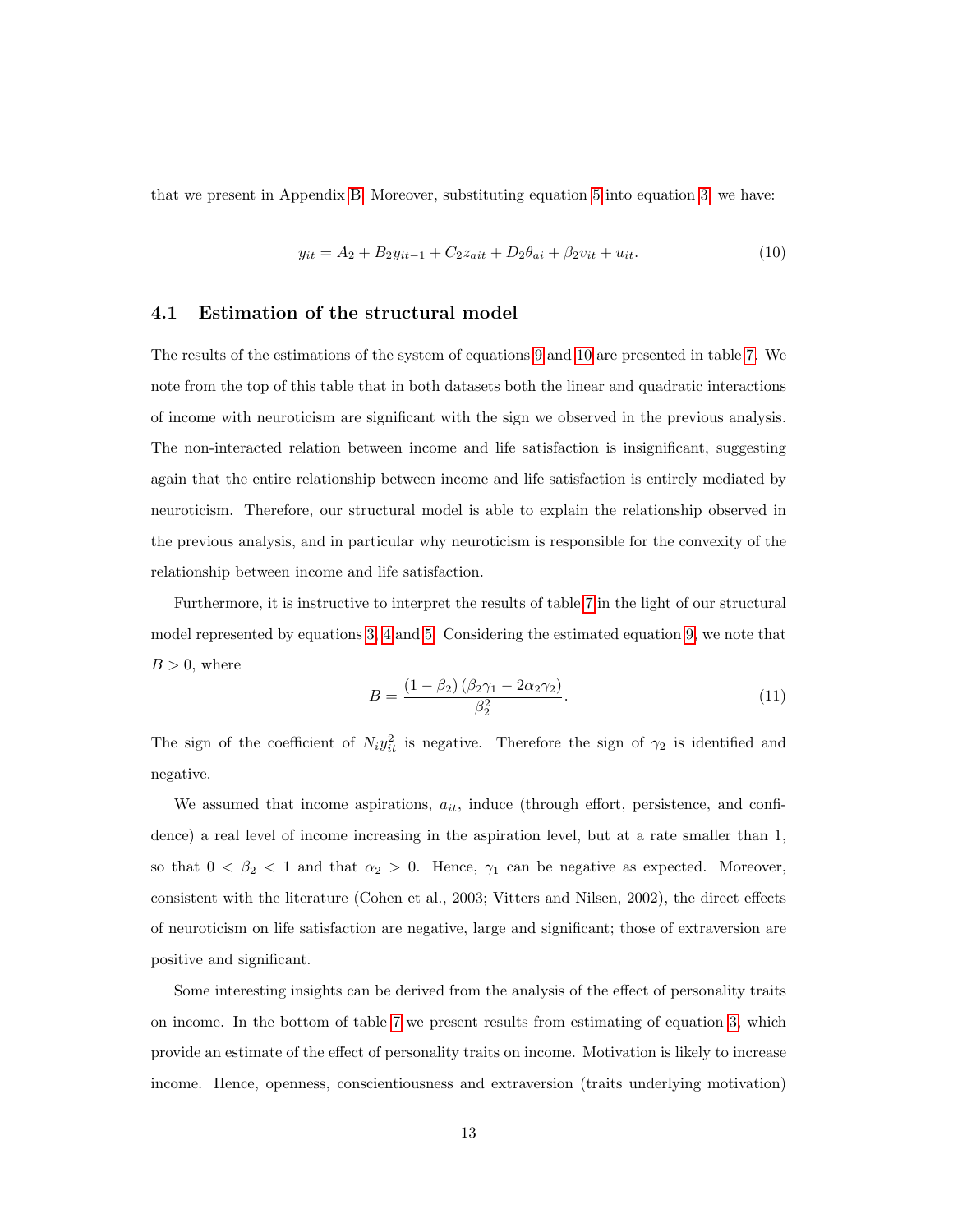that we present in Appendix B. Moreover, substituting equation 5 into equation 3, we have:

$$y_{it} = A_2 + B_2 y_{it-1} + C_2 z_{ait} + D_2 \theta_{ai} + \beta_2 v_{it} + u_{it}. \tag{10}$$

### 4.1 Estimation of the structural model

The results of the estimations of the system of equations 9 and 10 are presented in table 7. We note from the top of this table that in both datasets both the linear and quadratic interactions of income with neuroticism are significant with the sign we observed in the previous analysis. The non-interacted relation between income and life satisfaction is insignificant, suggesting again that the entire relationship between income and life satisfaction is entirely mediated by neuroticism. Therefore, our structural model is able to explain the relationship observed in the previous analysis, and in particular why neuroticism is responsible for the convexity of the relationship between income and life satisfaction.

Furthermore, it is instructive to interpret the results of table 7 in the light of our structural model represented by equations 3, 4 and 5. Considering the estimated equation 9, we note that $B > 0$, where

$$B = \frac{(1 - \beta_2)(\beta_2 \gamma_1 - 2\alpha_2 \gamma_2)}{\beta_2^2}. \tag{11}$$

The sign of the coefficient of $N_i y_{it}^2$ is negative. Therefore the sign of $\gamma_2$ is identified and negative.

We assumed that income aspirations, $a_{it}$, induce (through effort, persistence, and confidence) a real level of income increasing in the aspiration level, but at a rate smaller than 1, so that $0 < \beta_2 < 1$ and that $\alpha_2 > 0$. Hence, $\gamma_1$ can be negative as expected. Moreover, consistent with the literature (Cohen et al., 2003; Vitters and Nilsen, 2002), the direct effects of neuroticism on life satisfaction are negative, large and significant; those of extraversion are positive and significant.

Some interesting insights can be derived from the analysis of the effect of personality traits on income. In the bottom of table 7 we present results from estimating of equation 3, which provide an estimate of the effect of personality traits on income. Motivation is likely to increase income. Hence, openness, conscientiousness and extraversion (traits underlying motivation)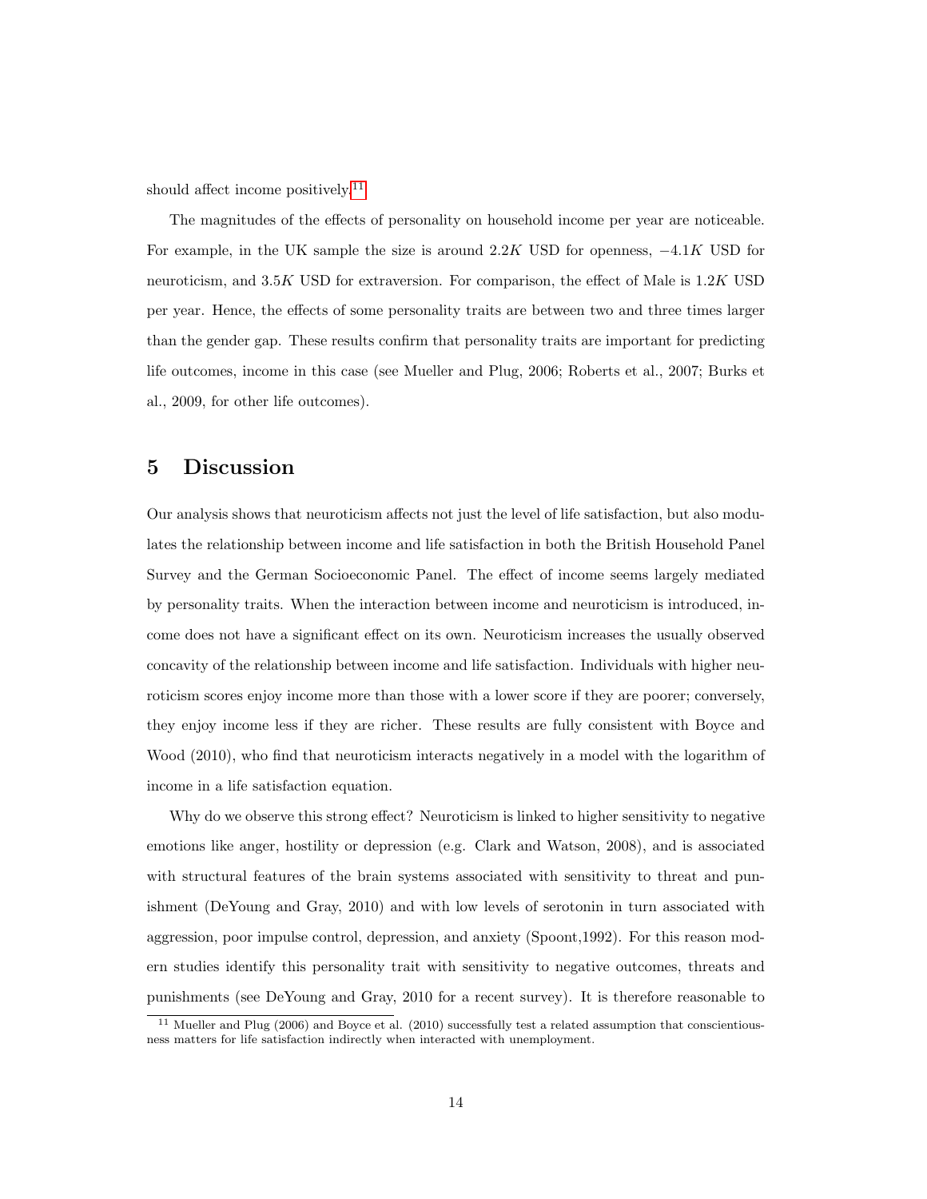should affect income positively.[11]

The magnitudes of the effects of personality on household income per year are noticeable. For example, in the UK sample the size is around $2.2K$ USD for openness, $-4.1K$ USD for neuroticism, and $3.5K$ USD for extraversion. For comparison, the effect of Male is $1.2K$ USD per year. Hence, the effects of some personality traits are between two and three times larger than the gender gap. These results confirm that personality traits are important for predicting life outcomes, income in this case (see Mueller and Plug, 2006; Roberts et al., 2007; Burks et al., 2009, for other life outcomes).

# 5 Discussion

Our analysis shows that neuroticism affects not just the level of life satisfaction, but also modulates the relationship between income and life satisfaction in both the British Household Panel Survey and the German Socioeconomic Panel. The effect of income seems largely mediated by personality traits. When the interaction between income and neuroticism is introduced, income does not have a significant effect on its own. Neuroticism increases the usually observed concavity of the relationship between income and life satisfaction. Individuals with higher neuroticism scores enjoy income more than those with a lower score if they are poorer; conversely, they enjoy income less if they are richer. These results are fully consistent with Boyce and Wood (2010), who find that neuroticism interacts negatively in a model with the logarithm of income in a life satisfaction equation.

Why do we observe this strong effect? Neuroticism is linked to higher sensitivity to negative emotions like anger, hostility or depression (e.g. Clark and Watson, 2008), and is associated with structural features of the brain systems associated with sensitivity to threat and punishment (DeYoung and Gray, 2010) and with low levels of serotonin in turn associated with aggression, poor impulse control, depression, and anxiety (Spoont,1992). For this reason modern studies identify this personality trait with sensitivity to negative outcomes, threats and punishments (see DeYoung and Gray, 2010 for a recent survey). It is therefore reasonable to

[11] Mueller and Plug (2006) and Boyce et al. (2010) successfully test a related assumption that conscientiousness matters for life satisfaction indirectly when interacted with unemployment.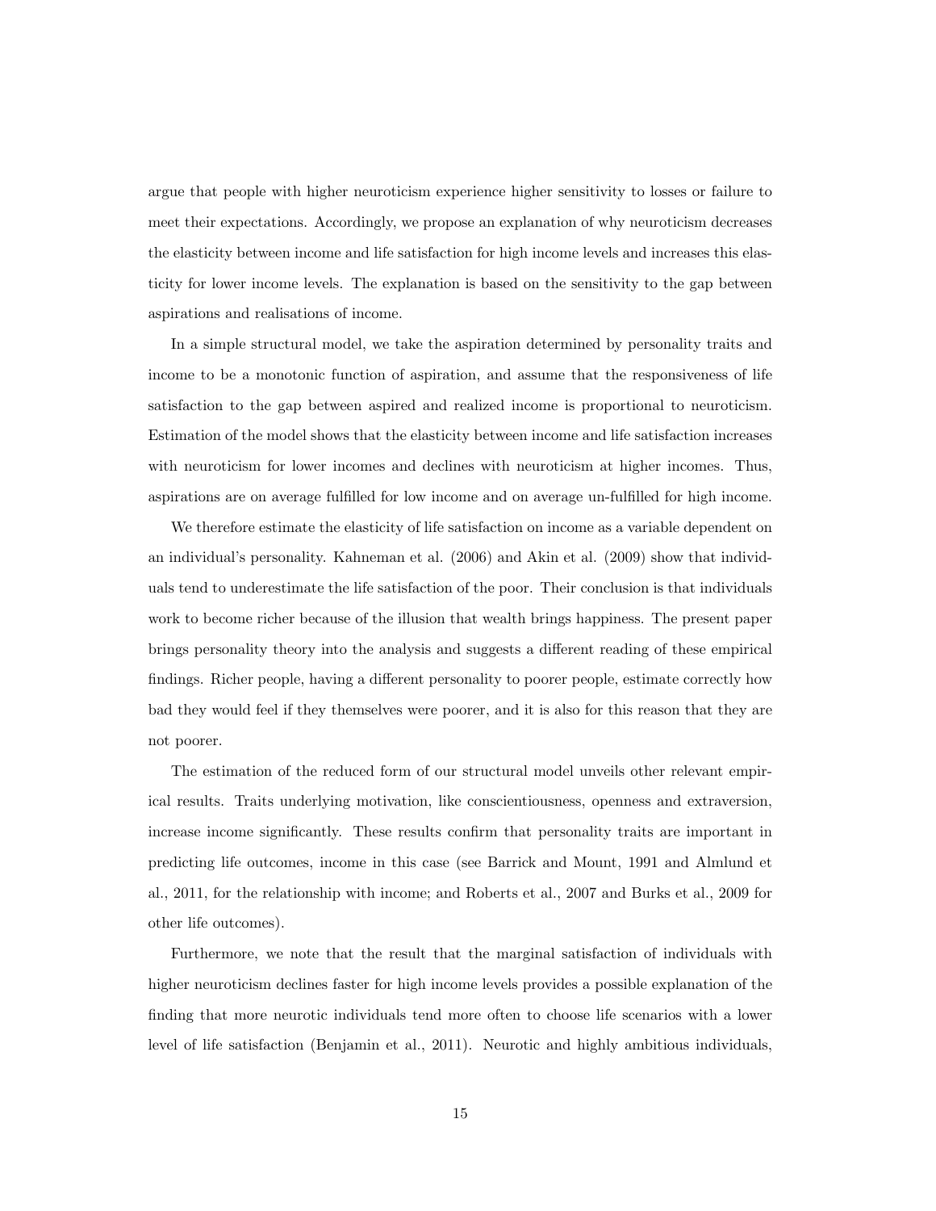argue that people with higher neuroticism experience higher sensitivity to losses or failure to meet their expectations. Accordingly, we propose an explanation of why neuroticism decreases the elasticity between income and life satisfaction for high income levels and increases this elasticity for lower income levels. The explanation is based on the sensitivity to the gap between aspirations and realisations of income.

In a simple structural model, we take the aspiration determined by personality traits and income to be a monotonic function of aspiration, and assume that the responsiveness of life satisfaction to the gap between aspired and realized income is proportional to neuroticism. Estimation of the model shows that the elasticity between income and life satisfaction increases with neuroticism for lower incomes and declines with neuroticism at higher incomes. Thus, aspirations are on average fulfilled for low income and on average un-fulfilled for high income.

We therefore estimate the elasticity of life satisfaction on income as a variable dependent on an individual's personality. Kahneman et al. (2006) and Akin et al. (2009) show that individuals tend to underestimate the life satisfaction of the poor. Their conclusion is that individuals work to become richer because of the illusion that wealth brings happiness. The present paper brings personality theory into the analysis and suggests a different reading of these empirical findings. Richer people, having a different personality to poorer people, estimate correctly how bad they would feel if they themselves were poorer, and it is also for this reason that they are not poorer.

The estimation of the reduced form of our structural model unveils other relevant empirical results. Traits underlying motivation, like conscientiousness, openness and extraversion, increase income significantly. These results confirm that personality traits are important in predicting life outcomes, income in this case (see Barrick and Mount, 1991 and Almlund et al., 2011, for the relationship with income; and Roberts et al., 2007 and Burks et al., 2009 for other life outcomes).

Furthermore, we note that the result that the marginal satisfaction of individuals with higher neuroticism declines faster for high income levels provides a possible explanation of the finding that more neurotic individuals tend more often to choose life scenarios with a lower level of life satisfaction (Benjamin et al., 2011). Neurotic and highly ambitious individuals,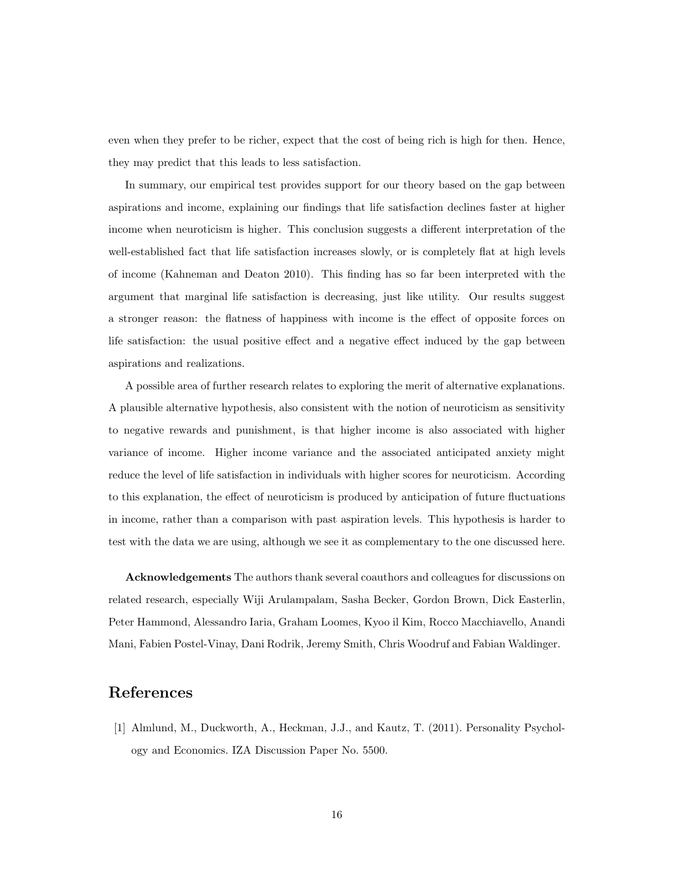even when they prefer to be richer, expect that the cost of being rich is high for then. Hence, they may predict that this leads to less satisfaction.

In summary, our empirical test provides support for our theory based on the gap between aspirations and income, explaining our findings that life satisfaction declines faster at higher income when neuroticism is higher. This conclusion suggests a different interpretation of the well-established fact that life satisfaction increases slowly, or is completely flat at high levels of income (Kahneman and Deaton 2010). This finding has so far been interpreted with the argument that marginal life satisfaction is decreasing, just like utility. Our results suggest a stronger reason: the flatness of happiness with income is the effect of opposite forces on life satisfaction: the usual positive effect and a negative effect induced by the gap between aspirations and realizations.

A possible area of further research relates to exploring the merit of alternative explanations. A plausible alternative hypothesis, also consistent with the notion of neuroticism as sensitivity to negative rewards and punishment, is that higher income is also associated with higher variance of income. Higher income variance and the associated anticipated anxiety might reduce the level of life satisfaction in individuals with higher scores for neuroticism. According to this explanation, the effect of neuroticism is produced by anticipation of future fluctuations in income, rather than a comparison with past aspiration levels. This hypothesis is harder to test with the data we are using, although we see it as complementary to the one discussed here.

**Acknowledgements** The authors thank several coauthors and colleagues for discussions on related research, especially Wiji Arulampalam, Sasha Becker, Gordon Brown, Dick Easterlin, Peter Hammond, Alessandro Iaria, Graham Loomes, Kyoo il Kim, Rocco Macchiavello, Anandi Mani, Fabien Postel-Vinay, Dani Rodrik, Jeremy Smith, Chris Woodruf and Fabian Waldinger.

## References

[1] Almlund, M., Duckworth, A., Heckman, J.J., and Kautz, T. (2011). Personality Psychology and Economics. IZA Discussion Paper No. 5500.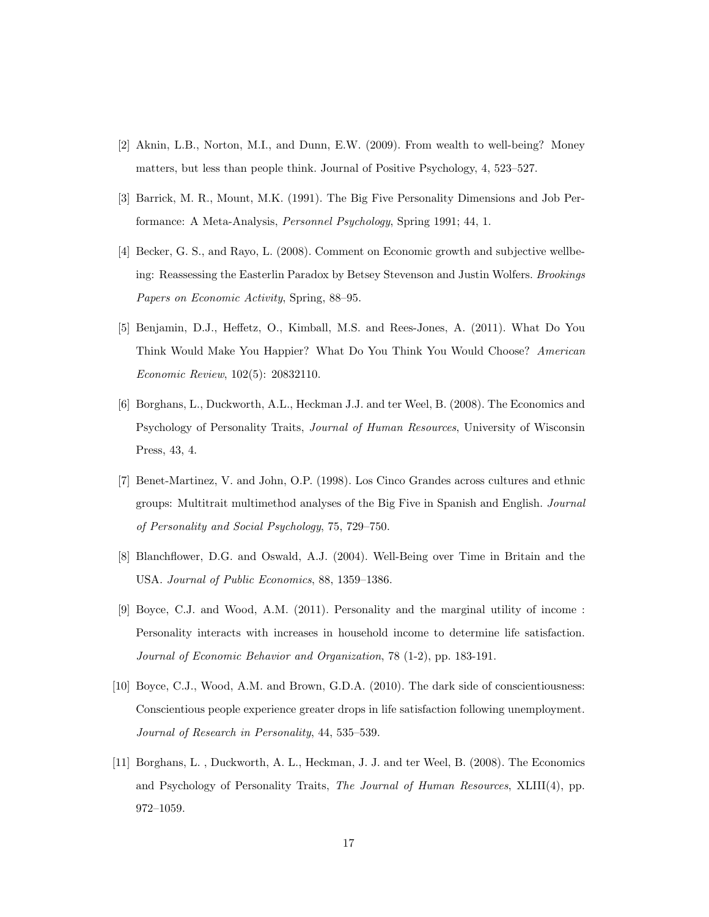[2] Aknin, L.B., Norton, M.I., and Dunn, E.W. (2009). From wealth to well-being? Money matters, but less than people think. Journal of Positive Psychology, 4, 523–527.

[3] Barrick, M. R., Mount, M.K. (1991). The Big Five Personality Dimensions and Job Performance: A Meta-Analysis, *Personnel Psychology*, Spring 1991; 44, 1.

[4] Becker, G. S., and Rayo, L. (2008). Comment on Economic growth and subjective wellbeing: Reassessing the Easterlin Paradox by Betsey Stevenson and Justin Wolfers. *Brookings Papers on Economic Activity*, Spring, 88–95.

[5] Benjamin, D.J., Heffetz, O., Kimball, M.S. and Rees-Jones, A. (2011). What Do You Think Would Make You Happier? What Do You Think You Would Choose? *American Economic Review*, 102(5): 20832110.

[6] Borghans, L., Duckworth, A.L., Heckman J.J. and ter Weel, B. (2008). The Economics and Psychology of Personality Traits, *Journal of Human Resources*, University of Wisconsin Press, 43, 4.

[7] Benet-Martinez, V. and John, O.P. (1998). Los Cinco Grandes across cultures and ethnic groups: Multitrait multimethod analyses of the Big Five in Spanish and English. *Journal of Personality and Social Psychology*, 75, 729–750.

[8] Blanchflower, D.G. and Oswald, A.J. (2004). Well-Being over Time in Britain and the USA. *Journal of Public Economics*, 88, 1359–1386.

[9] Boyce, C.J. and Wood, A.M. (2011). Personality and the marginal utility of income : Personality interacts with increases in household income to determine life satisfaction. *Journal of Economic Behavior and Organization*, 78 (1-2), pp. 183-191.

[10] Boyce, C.J., Wood, A.M. and Brown, G.D.A. (2010). The dark side of conscientiousness: Conscientious people experience greater drops in life satisfaction following unemployment. *Journal of Research in Personality*, 44, 535–539.

[11] Borghans, L. , Duckworth, A. L., Heckman, J. J. and ter Weel, B. (2008). The Economics and Psychology of Personality Traits, *The Journal of Human Resources*, XLIII(4), pp. 972–1059.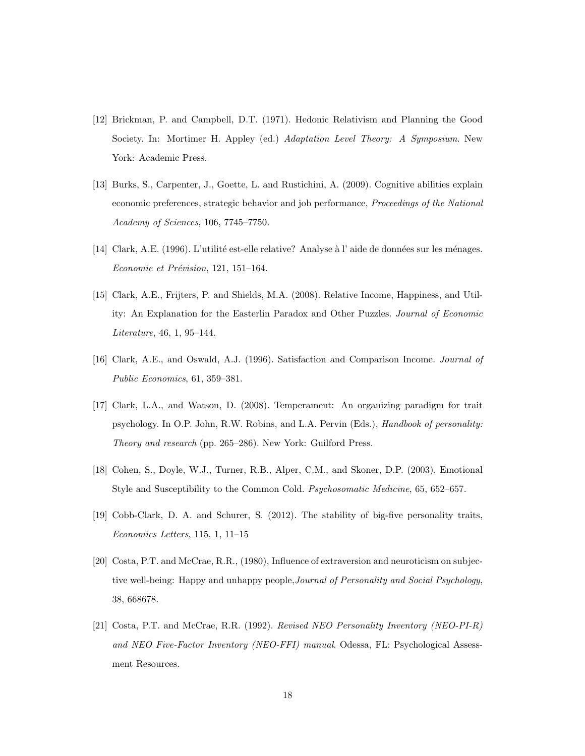[12] Brickman, P. and Campbell, D.T. (1971). Hedonic Relativism and Planning the Good Society. In: Mortimer H. Appley (ed.) *Adaptation Level Theory: A Symposium*. New York: Academic Press.

[13] Burks, S., Carpenter, J., Goette, L. and Rustichini, A. (2009). Cognitive abilities explain economic preferences, strategic behavior and job performance, *Proceedings of the National Academy of Sciences*, 106, 7745–7750.

[14] Clark, A.E. (1996). L'utilité est-elle relative? Analyse à l' aide de données sur les ménages. *Economie et Prévision*, 121, 151–164.

[15] Clark, A.E., Frijters, P. and Shields, M.A. (2008). Relative Income, Happiness, and Utility: An Explanation for the Easterlin Paradox and Other Puzzles. *Journal of Economic Literature*, 46, 1, 95–144.

[16] Clark, A.E., and Oswald, A.J. (1996). Satisfaction and Comparison Income. *Journal of Public Economics*, 61, 359–381.

[17] Clark, L.A., and Watson, D. (2008). Temperament: An organizing paradigm for trait psychology. In O.P. John, R.W. Robins, and L.A. Pervin (Eds.), *Handbook of personality: Theory and research* (pp. 265–286). New York: Guilford Press.

[18] Cohen, S., Doyle, W.J., Turner, R.B., Alper, C.M., and Skoner, D.P. (2003). Emotional Style and Susceptibility to the Common Cold. *Psychosomatic Medicine*, 65, 652–657.

[19] Cobb-Clark, D. A. and Schurer, S. (2012). The stability of big-five personality traits, *Economics Letters*, 115, 1, 11–15

[20] Costa, P.T. and McCrae, R.R., (1980), Influence of extraversion and neuroticism on subjective well-being: Happy and unhappy people,*Journal of Personality and Social Psychology*, 38, 668678.

[21] Costa, P.T. and McCrae, R.R. (1992). *Revised NEO Personality Inventory (NEO-PI-R) and NEO Five-Factor Inventory (NEO-FFI) manual*. Odessa, FL: Psychological Assessment Resources.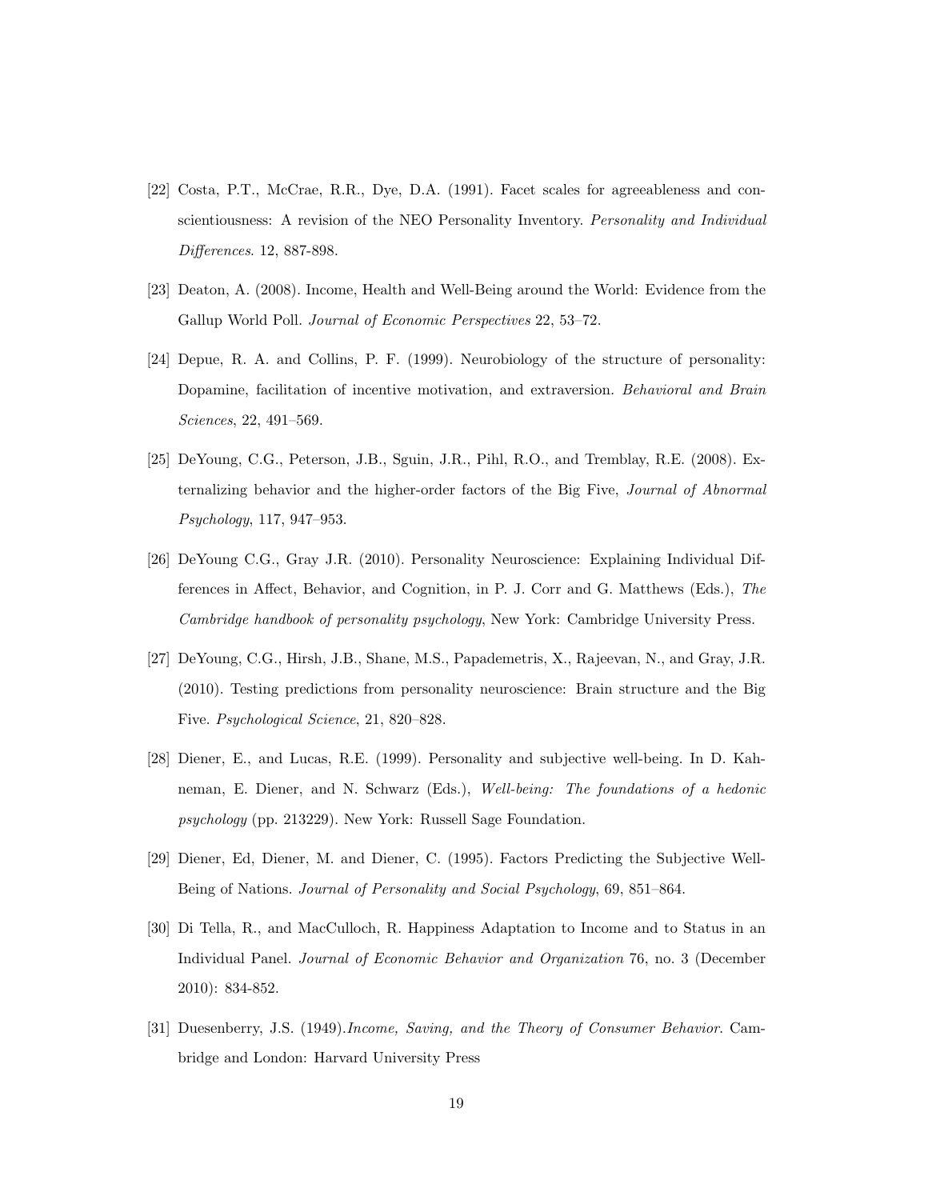[22] Costa, P.T., McCrae, R.R., Dye, D.A. (1991). Facet scales for agreeableness and conscientiousness: A revision of the NEO Personality Inventory. *Personality and Individual Differences*. 12, 887-898.

[23] Deaton, A. (2008). Income, Health and Well-Being around the World: Evidence from the Gallup World Poll. *Journal of Economic Perspectives* 22, 53–72.

[24] Depue, R. A. and Collins, P. F. (1999). Neurobiology of the structure of personality: Dopamine, facilitation of incentive motivation, and extraversion. *Behavioral and Brain Sciences*, 22, 491–569.

[25] DeYoung, C.G., Peterson, J.B., Sguin, J.R., Pihl, R.O., and Tremblay, R.E. (2008). Externalizing behavior and the higher-order factors of the Big Five, *Journal of Abnormal Psychology*, 117, 947–953.

[26] DeYoung C.G., Gray J.R. (2010). Personality Neuroscience: Explaining Individual Differences in Affect, Behavior, and Cognition, in P. J. Corr and G. Matthews (Eds.), *The Cambridge handbook of personality psychology*, New York: Cambridge University Press.

[27] DeYoung, C.G., Hirsh, J.B., Shane, M.S., Papademetris, X., Rajeevan, N., and Gray, J.R. (2010). Testing predictions from personality neuroscience: Brain structure and the Big Five. *Psychological Science*, 21, 820–828.

[28] Diener, E., and Lucas, R.E. (1999). Personality and subjective well-being. In D. Kahneman, E. Diener, and N. Schwarz (Eds.), *Well-being: The foundations of a hedonic psychology* (pp. 213229). New York: Russell Sage Foundation.

[29] Diener, Ed, Diener, M. and Diener, C. (1995). Factors Predicting the Subjective Well-Being of Nations. *Journal of Personality and Social Psychology*, 69, 851–864.

[30] Di Tella, R., and MacCulloch, R. Happiness Adaptation to Income and to Status in an Individual Panel. *Journal of Economic Behavior and Organization* 76, no. 3 (December 2010): 834-852.

[31] Duesenberry, J.S. (1949).*Income, Saving, and the Theory of Consumer Behavior*. Cambridge and London: Harvard University Press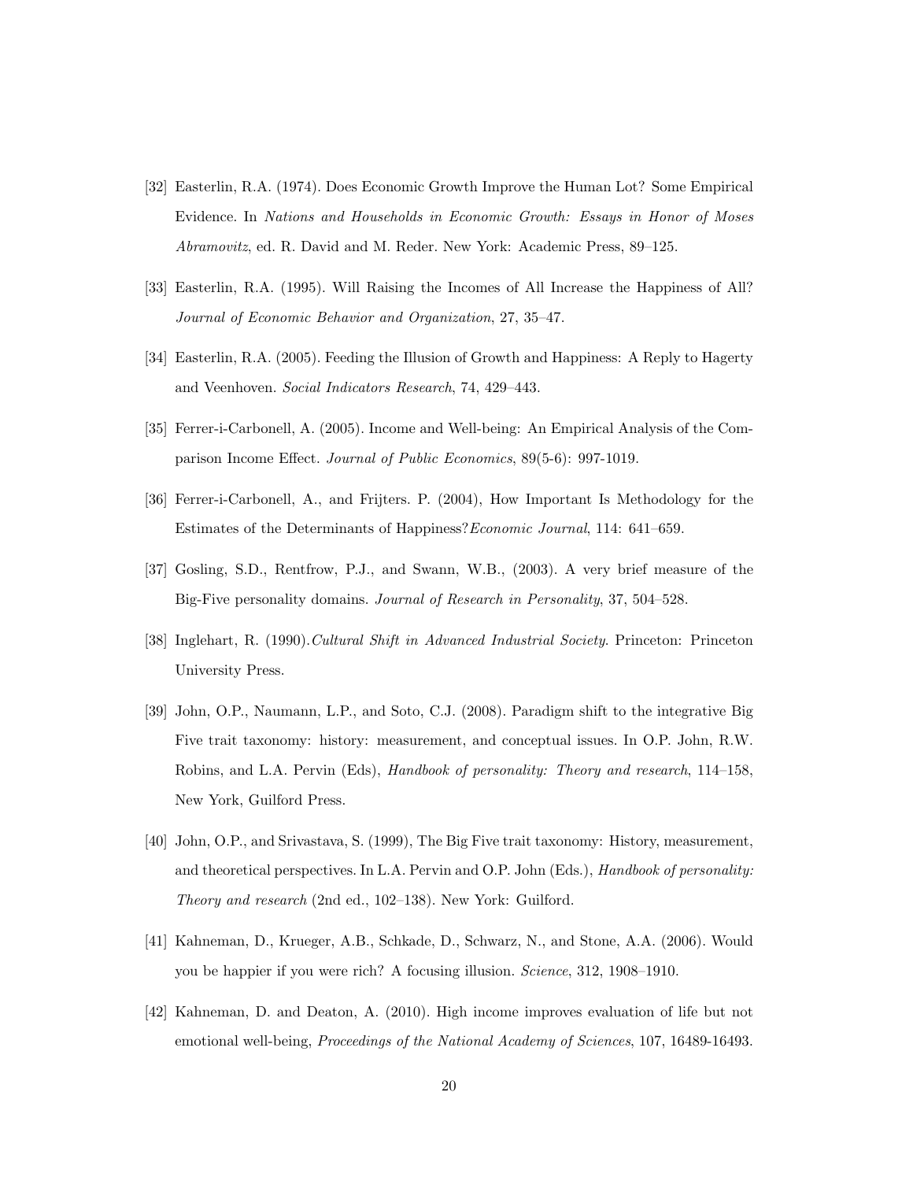[32] Easterlin, R.A. (1974). Does Economic Growth Improve the Human Lot? Some Empirical Evidence. In *Nations and Households in Economic Growth: Essays in Honor of Moses Abramovitz*, ed. R. David and M. Reder. New York: Academic Press, 89–125.

[33] Easterlin, R.A. (1995). Will Raising the Incomes of All Increase the Happiness of All? *Journal of Economic Behavior and Organization*, 27, 35–47.

[34] Easterlin, R.A. (2005). Feeding the Illusion of Growth and Happiness: A Reply to Hagerty and Veenhoven. *Social Indicators Research*, 74, 429–443.

[35] Ferrer-i-Carbonell, A. (2005). Income and Well-being: An Empirical Analysis of the Comparison Income Effect. *Journal of Public Economics*, 89(5-6): 997-1019.

[36] Ferrer-i-Carbonell, A., and Frijters. P. (2004), How Important Is Methodology for the Estimates of the Determinants of Happiness?*Economic Journal*, 114: 641–659.

[37] Gosling, S.D., Rentfrow, P.J., and Swann, W.B., (2003). A very brief measure of the Big-Five personality domains. *Journal of Research in Personality*, 37, 504–528.

[38] Inglehart, R. (1990).*Cultural Shift in Advanced Industrial Society*. Princeton: Princeton University Press.

[39] John, O.P., Naumann, L.P., and Soto, C.J. (2008). Paradigm shift to the integrative Big Five trait taxonomy: history: measurement, and conceptual issues. In O.P. John, R.W. Robins, and L.A. Pervin (Eds), *Handbook of personality: Theory and research*, 114–158, New York, Guilford Press.

[40] John, O.P., and Srivastava, S. (1999), The Big Five trait taxonomy: History, measurement, and theoretical perspectives. In L.A. Pervin and O.P. John (Eds.), *Handbook of personality: Theory and research* (2nd ed., 102–138). New York: Guilford.

[41] Kahneman, D., Krueger, A.B., Schkade, D., Schwarz, N., and Stone, A.A. (2006). Would you be happier if you were rich? A focusing illusion. *Science*, 312, 1908–1910.

[42] Kahneman, D. and Deaton, A. (2010). High income improves evaluation of life but not emotional well-being, *Proceedings of the National Academy of Sciences*, 107, 16489-16493.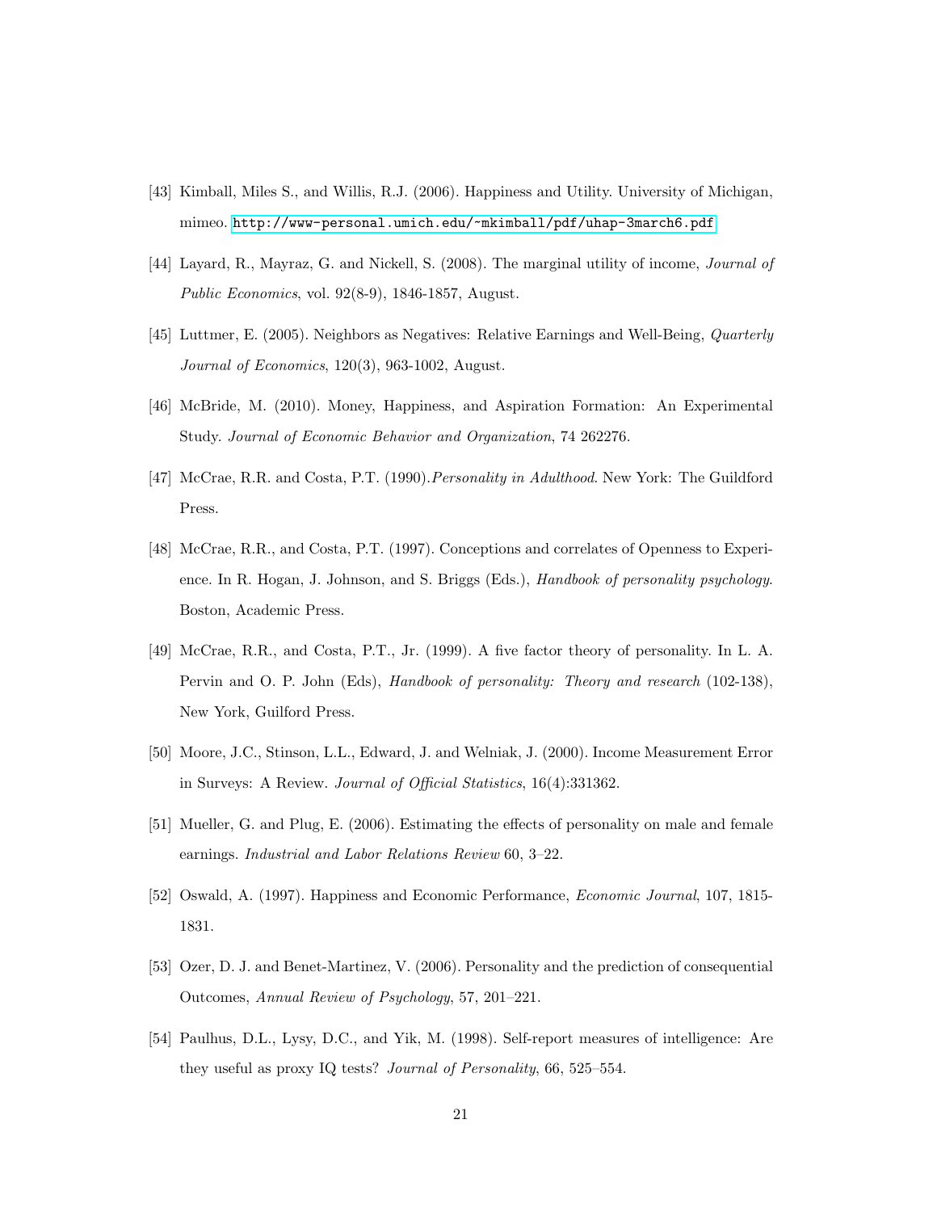[43] Kimball, Miles S., and Willis, R.J. (2006). Happiness and Utility. University of Michigan, mimeo. http://www-personal.umich.edu/~mkimball/pdf/uhap-3march6.pdf

[44] Layard, R., Mayraz, G. and Nickell, S. (2008). The marginal utility of income, *Journal of Public Economics*, vol. 92(8-9), 1846-1857, August.

[45] Luttmer, E. (2005). Neighbors as Negatives: Relative Earnings and Well-Being, *Quarterly Journal of Economics*, 120(3), 963-1002, August.

[46] McBride, M. (2010). Money, Happiness, and Aspiration Formation: An Experimental Study. *Journal of Economic Behavior and Organization*, 74 262276.

[47] McCrae, R.R. and Costa, P.T. (1990).*Personality in Adulthood*. New York: The Guildford Press.

[48] McCrae, R.R., and Costa, P.T. (1997). Conceptions and correlates of Openness to Experience. In R. Hogan, J. Johnson, and S. Briggs (Eds.), *Handbook of personality psychology*. Boston, Academic Press.

[49] McCrae, R.R., and Costa, P.T., Jr. (1999). A five factor theory of personality. In L. A. Pervin and O. P. John (Eds), *Handbook of personality: Theory and research* (102-138), New York, Guilford Press.

[50] Moore, J.C., Stinson, L.L., Edward, J. and Welniak, J. (2000). Income Measurement Error in Surveys: A Review. *Journal of Official Statistics*, 16(4):331362.

[51] Mueller, G. and Plug, E. (2006). Estimating the effects of personality on male and female earnings. *Industrial and Labor Relations Review* 60, 3–22.

[52] Oswald, A. (1997). Happiness and Economic Performance, *Economic Journal*, 107, 1815-1831.

[53] Ozer, D. J. and Benet-Martinez, V. (2006). Personality and the prediction of consequential Outcomes, *Annual Review of Psychology*, 57, 201–221.

[54] Paulhus, D.L., Lysy, D.C., and Yik, M. (1998). Self-report measures of intelligence: Are they useful as proxy IQ tests? *Journal of Personality*, 66, 525–554.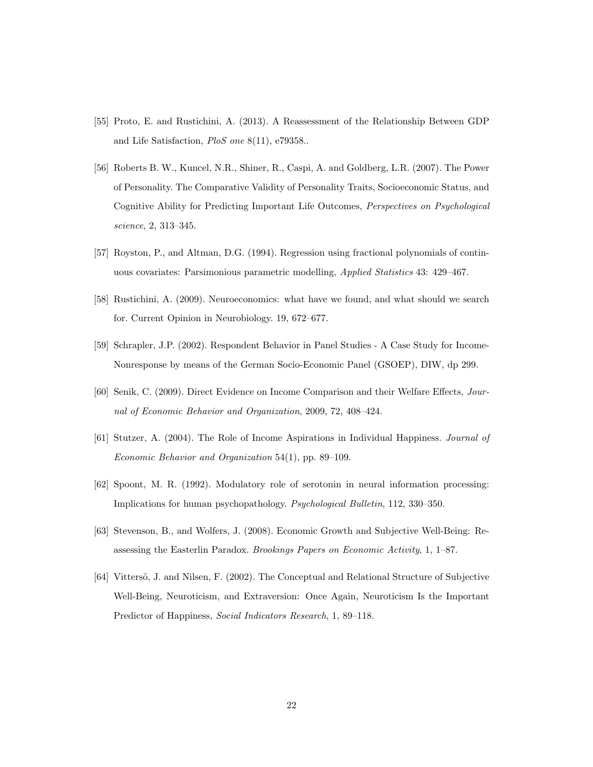[55] Proto, E. and Rustichini, A. (2013). A Reassessment of the Relationship Between GDP and Life Satisfaction, *PloS one* 8(11), e79358..

[56] Roberts B. W., Kuncel, N.R., Shiner, R., Caspi, A. and Goldberg, L.R. (2007). The Power of Personality. The Comparative Validity of Personality Traits, Socioeconomic Status, and Cognitive Ability for Predicting Important Life Outcomes, *Perspectives on Psychological science*, 2, 313–345.

[57] Royston, P., and Altman, D.G. (1994). Regression using fractional polynomials of continuous covariates: Parsimonious parametric modelling, *Applied Statistics* 43: 429–467.

[58] Rustichini, A. (2009). Neuroeconomics: what have we found, and what should we search for. Current Opinion in Neurobiology. 19, 672–677.

[59] Schrapler, J.P. (2002). Respondent Behavior in Panel Studies - A Case Study for Income-Nonresponse by means of the German Socio-Economic Panel (GSOEP), DIW, dp 299.

[60] Senik, C. (2009). Direct Evidence on Income Comparison and their Welfare Effects, *Journal of Economic Behavior and Organization*, 2009, 72, 408–424.

[61] Stutzer, A. (2004). The Role of Income Aspirations in Individual Happiness. *Journal of Economic Behavior and Organization* 54(1), pp. 89–109.

[62] Spoont, M. R. (1992). Modulatory role of serotonin in neural information processing: Implications for human psychopathology. *Psychological Bulletin*, 112, 330–350.

[63] Stevenson, B., and Wolfers, J. (2008). Economic Growth and Subjective Well-Being: Reassessing the Easterlin Paradox. *Brookings Papers on Economic Activity*, 1, 1–87.

[64] Vittersö, J. and Nilsen, F. (2002). The Conceptual and Relational Structure of Subjective Well-Being, Neuroticism, and Extraversion: Once Again, Neuroticism Is the Important Predictor of Happiness, *Social Indicators Research*, 1, 89–118.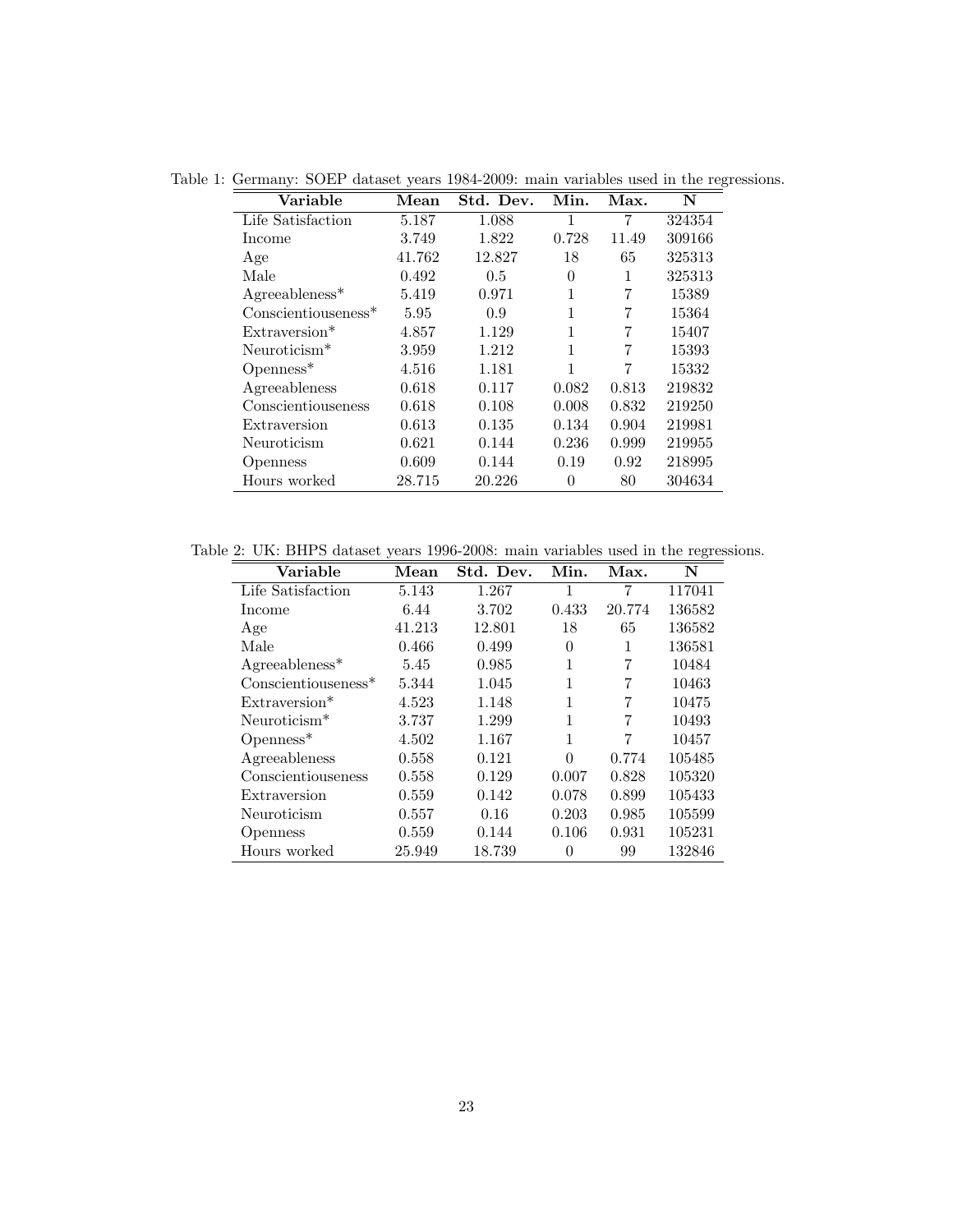Table 1: Germany: SOEP dataset years 1984-2009: main variables used in the regressions.

| Variable | Mean | Std. Dev. | Min. | Max. | N |
|---|---|---|---|---|---|
| Life Satisfaction | 5.187 | 1.088 | 1 | 7 | 324354 |
| Income | 3.749 | 1.822 | 0.728 | 11.49 | 309166 |
| Age | 41.762 | 12.827 | 18 | 65 | 325313 |
| Male | 0.492 | 0.5 | 0 | 1 | 325313 |
| Agreeableness* | 5.419 | 0.971 | 1 | 7 | 15389 |
| Conscientiouseness* | 5.95 | 0.9 | 1 | 7 | 15364 |
| Extraversion* | 4.857 | 1.129 | 1 | 7 | 15407 |
| Neuroticism* | 3.959 | 1.212 | 1 | 7 | 15393 |
| Openness* | 4.516 | 1.181 | 1 | 7 | 15332 |
| Agreeableness | 0.618 | 0.117 | 0.082 | 0.813 | 219832 |
| Conscientiouseness | 0.618 | 0.108 | 0.008 | 0.832 | 219250 |
| Extraversion | 0.613 | 0.135 | 0.134 | 0.904 | 219981 |
| Neuroticism | 0.621 | 0.144 | 0.236 | 0.999 | 219955 |
| Openness | 0.609 | 0.144 | 0.19 | 0.92 | 218995 |
| Hours worked | 28.715 | 20.226 | 0 | 80 | 304634 |

Table 2: UK: BHPS dataset years 1996-2008: main variables used in the regressions.

| Variable | Mean | Std. Dev. | Min. | Max. | N |
|---|---|---|---|---|---|
| Life Satisfaction | 5.143 | 1.267 | 1 | 7 | 117041 |
| Income | 6.44 | 3.702 | 0.433 | 20.774 | 136582 |
| Age | 41.213 | 12.801 | 18 | 65 | 136582 |
| Male | 0.466 | 0.499 | 0 | 1 | 136581 |
| Agreeableness* | 5.45 | 0.985 | 1 | 7 | 10484 |
| Conscientiouseness* | 5.344 | 1.045 | 1 | 7 | 10463 |
| Extraversion* | 4.523 | 1.148 | 1 | 7 | 10475 |
| Neuroticism* | 3.737 | 1.299 | 1 | 7 | 10493 |
| Openness* | 4.502 | 1.167 | 1 | 7 | 10457 |
| Agreeableness | 0.558 | 0.121 | 0 | 0.774 | 105485 |
| Conscientiouseness | 0.558 | 0.129 | 0.007 | 0.828 | 105320 |
| Extraversion | 0.559 | 0.142 | 0.078 | 0.899 | 105433 |
| Neuroticism | 0.557 | 0.16 | 0.203 | 0.985 | 105599 |
| Openness | 0.559 | 0.144 | 0.106 | 0.931 | 105231 |
| Hours worked | 25.949 | 18.739 | 0 | 99 | 132846 |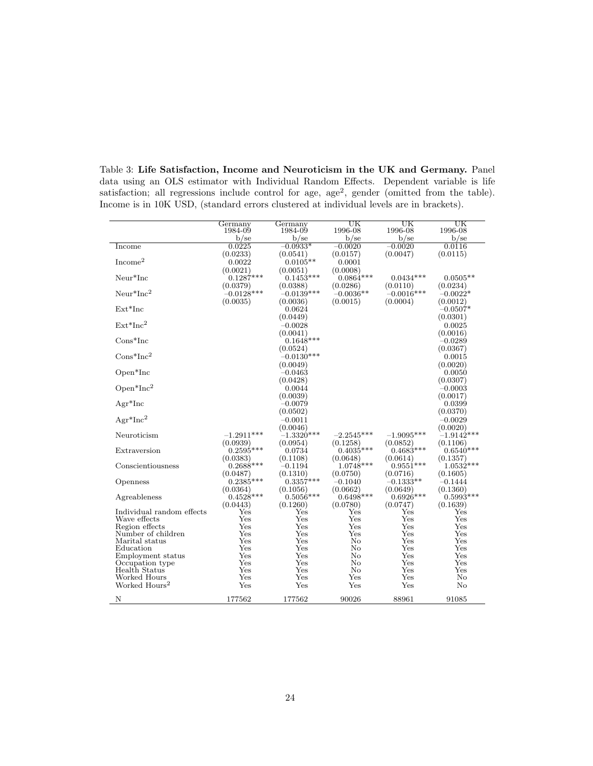Table 3: **Life Satisfaction, Income and Neuroticism in the UK and Germany.** Panel data using an OLS estimator with Individual Random Effects. Dependent variable is life satisfaction; all regressions include control for age, age$^2$, gender (omitted from the table). Income is in 10K USD, (standard errors clustered at individual levels are in brackets).

| | Germany 1984-09 | Germany 1984-09 | UK 1996-08 | UK 1996-08 | UK 1996-08 |
|---|---|---|---|---|---|
| | b/se | b/se | b/se | b/se | b/se |
| Income | 0.0225 | −0.0933* | −0.0020 | −0.0020 | 0.0116 |
| | (0.0233) | (0.0541) | (0.0157) | (0.0047) | (0.0115) |
| Income$^2$ | 0.0022 | 0.0105** | 0.0001 | | |
| | (0.0021) | (0.0051) | (0.0008) | | |
| Neur*Inc | 0.1287*** | 0.1453*** | 0.0864*** | 0.0434*** | 0.0505** |
| | (0.0379) | (0.0388) | (0.0286) | (0.0110) | (0.0234) |
| Neur*Inc$^2$ | −0.0128*** | −0.0139*** | −0.0036** | −0.0016*** | −0.0022* |
| | (0.0035) | (0.0036) | (0.0015) | (0.0004) | (0.0012) |
| Ext*Inc | | 0.0624 | | | −0.0507* |
| | | (0.0449) | | | (0.0301) |
| Ext*Inc$^2$ | | −0.0028 | | | 0.0025 |
| | | (0.0041) | | | (0.0016) |
| Cons*Inc | | 0.1648*** | | | −0.0289 |
| | | (0.0524) | | | (0.0367) |
| Cons*Inc$^2$ | | −0.0130*** | | | 0.0015 |
| | | (0.0049) | | | (0.0020) |
| Open*Inc | | −0.0463 | | | 0.0050 |
| | | (0.0428) | | | (0.0307) |
| Open*Inc$^2$ | | 0.0044 | | | −0.0003 |
| | | (0.0039) | | | (0.0017) |
| Agr*Inc | | −0.0079 | | | 0.0399 |
| | | (0.0502) | | | (0.0370) |
| Agr*Inc$^2$ | | −0.0011 | | | −0.0029 |
| | | (0.0046) | | | (0.0020) |
| Neuroticism | −1.2911*** | −1.3320*** | −2.2545*** | −1.9095*** | −1.9142*** |
| | (0.0939) | (0.0954) | (0.1258) | (0.0852) | (0.1106) |
| Extraversion | 0.2595*** | 0.0734 | 0.4035*** | 0.4683*** | 0.6540*** |
| | (0.0383) | (0.1108) | (0.0648) | (0.0614) | (0.1357) |
| Conscientiousness | 0.2688*** | −0.1194 | 1.0748*** | 0.9551*** | 1.0532*** |
| | (0.0487) | (0.1310) | (0.0750) | (0.0716) | (0.1605) |
| Openness | 0.2385*** | 0.3357*** | −0.1040 | −0.1333** | −0.1444 |
| | (0.0364) | (0.1056) | (0.0662) | (0.0649) | (0.1360) |
| Agreableness | 0.4528*** | 0.5056*** | 0.6498*** | 0.6926*** | 0.5993*** |
| | (0.0443) | (0.1260) | (0.0780) | (0.0747) | (0.1639) |
| Individual random effects | Yes | Yes | Yes | Yes | Yes |
| Wave effects | Yes | Yes | Yes | Yes | Yes |
| Region effects | Yes | Yes | Yes | Yes | Yes |
| Number of children | Yes | Yes | Yes | Yes | Yes |
| Marital status | Yes | Yes | No | Yes | Yes |
| Education | Yes | Yes | No | Yes | Yes |
| Employment status | Yes | Yes | No | Yes | Yes |
| Occupation type | Yes | Yes | No | Yes | Yes |
| Health Status | Yes | Yes | No | Yes | Yes |
| Worked Hours | Yes | Yes | Yes | Yes | No |
| Worked Hours$^2$ | Yes | Yes | Yes | Yes | No |
| N | 177562 | 177562 | 90026 | 88961 | 91085 |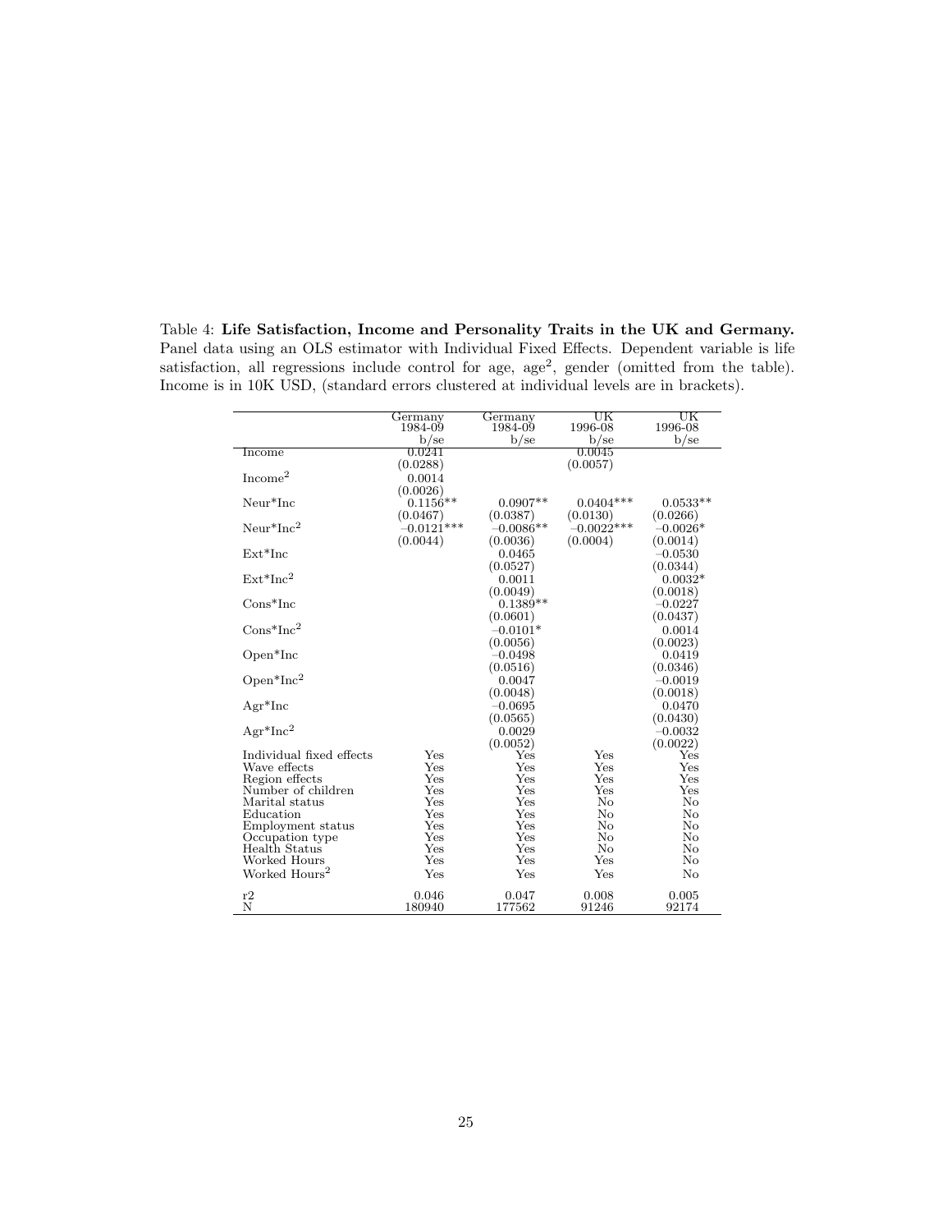Table 4: **Life Satisfaction, Income and Personality Traits in the UK and Germany.** Panel data using an OLS estimator with Individual Fixed Effects. Dependent variable is life satisfaction, all regressions include control for age, age$^2$, gender (omitted from the table). Income is in 10K USD, (standard errors clustered at individual levels are in brackets).

| | Germany 1984-09 | Germany 1984-09 | UK 1996-08 | UK 1996-08 |
|---|---|---|---|---|
| | b/se | b/se | b/se | b/se |
| Income | 0.0241 | | 0.0045 | |
| | (0.0288) | | (0.0057) | |
| Income$^2$ | 0.0014 | | | |
| | (0.0026) | | | |
| Neur*Inc | 0.1156** | 0.0907** | 0.0404*** | 0.0533** |
| | (0.0467) | (0.0387) | (0.0130) | (0.0266) |
| Neur*Inc$^2$ | −0.0121*** | −0.0086** | −0.0022*** | −0.0026* |
| | (0.0044) | (0.0036) | (0.0004) | (0.0014) |
| Ext*Inc | | 0.0465 | | −0.0530 |
| | | (0.0527) | | (0.0344) |
| Ext*Inc$^2$ | | 0.0011 | | 0.0032* |
| | | (0.0049) | | (0.0018) |
| Cons*Inc | | 0.1389** | | −0.0227 |
| | | (0.0601) | | (0.0437) |
| Cons*Inc$^2$ | | −0.0101* | | 0.0014 |
| | | (0.0056) | | (0.0023) |
| Open*Inc | | −0.0498 | | 0.0419 |
| | | (0.0516) | | (0.0346) |
| Open*Inc$^2$ | | 0.0047 | | −0.0019 |
| | | (0.0048) | | (0.0018) |
| Agr*Inc | | −0.0695 | | 0.0470 |
| | | (0.0565) | | (0.0430) |
| Agr*Inc$^2$ | | 0.0029 | | −0.0032 |
| | | (0.0052) | | (0.0022) |
| Individual fixed effects | Yes | Yes | Yes | Yes |
| Wave effects | Yes | Yes | Yes | Yes |
| Region effects | Yes | Yes | Yes | Yes |
| Number of children | Yes | Yes | Yes | Yes |
| Marital status | Yes | Yes | No | No |
| Education | Yes | Yes | No | No |
| Employment status | Yes | Yes | No | No |
| Occupation type | Yes | Yes | No | No |
| Health Status | Yes | Yes | No | No |
| Worked Hours | Yes | Yes | Yes | No |
| Worked Hours$^2$ | Yes | Yes | Yes | No |
| r2 | 0.046 | 0.047 | 0.008 | 0.005 |
| N | 180940 | 177562 | 91246 | 92174 |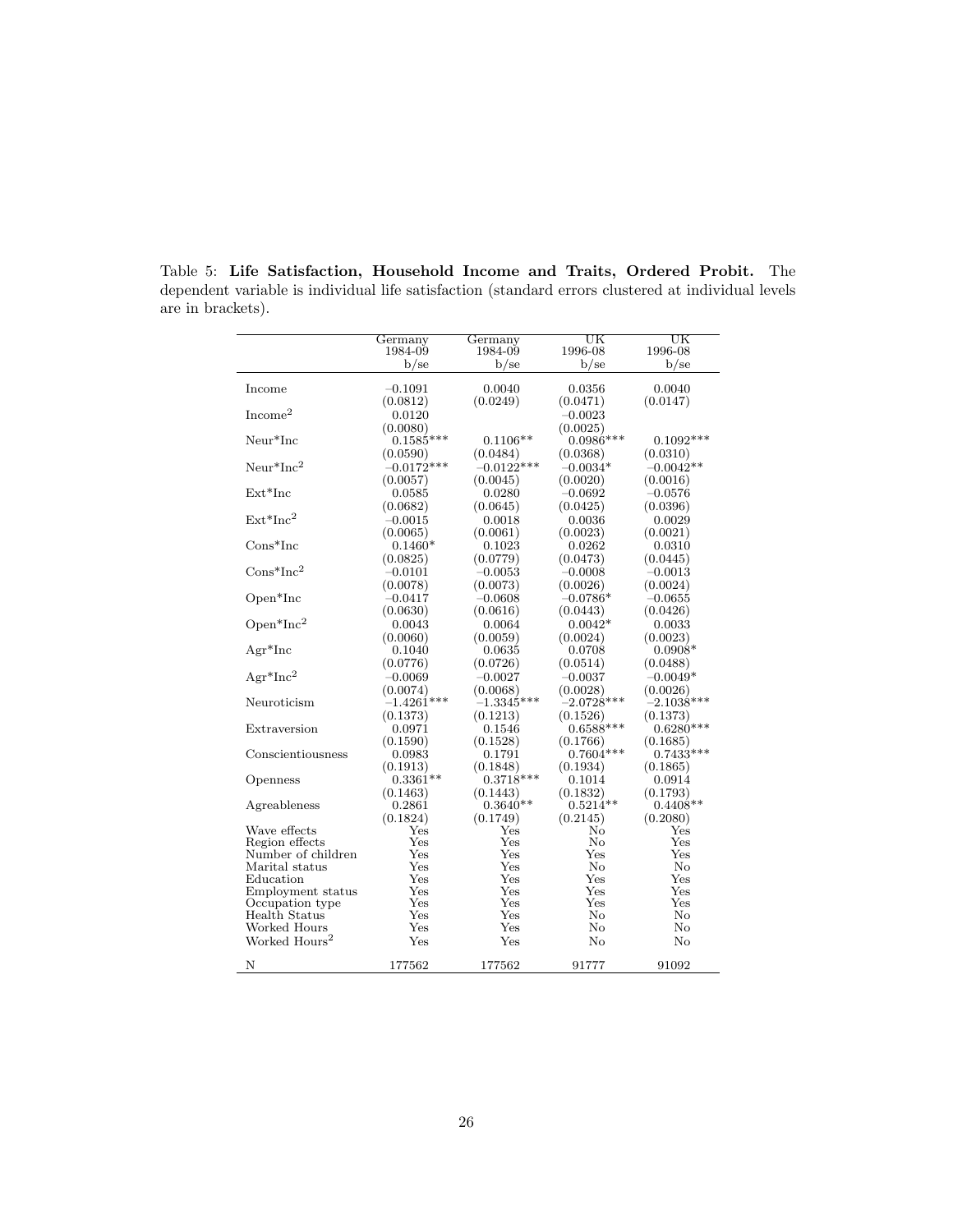Table 5: **Life Satisfaction, Household Income and Traits, Ordered Probit.** The dependent variable is individual life satisfaction (standard errors clustered at individual levels are in brackets).

| | Germany 1984-09 b/se | Germany 1984-09 b/se | UK 1996-08 b/se | UK 1996-08 b/se |
|---|---|---|---|---|
| Income | −0.1091 | 0.0040 | 0.0356 | 0.0040 |
| | (0.0812) | (0.0249) | (0.0471) | (0.0147) |
| Income$^2$ | 0.0120 | | −0.0023 | |
| | (0.0080) | | (0.0025) | |
| Neur*Inc | 0.1585*** | 0.1106** | 0.0986*** | 0.1092*** |
| | (0.0590) | (0.0484) | (0.0368) | (0.0310) |
| Neur*Inc$^2$ | −0.0172*** | −0.0122*** | −0.0034* | −0.0042** |
| | (0.0057) | (0.0045) | (0.0020) | (0.0016) |
| Ext*Inc | 0.0585 | 0.0280 | −0.0692 | −0.0576 |
| | (0.0682) | (0.0645) | (0.0425) | (0.0396) |
| Ext*Inc$^2$ | −0.0015 | 0.0018 | 0.0036 | 0.0029 |
| | (0.0065) | (0.0061) | (0.0023) | (0.0021) |
| Cons*Inc | 0.1460* | 0.1023 | 0.0262 | 0.0310 |
| | (0.0825) | (0.0779) | (0.0473) | (0.0445) |
| Cons*Inc$^2$ | −0.0101 | −0.0053 | −0.0008 | −0.0013 |
| | (0.0078) | (0.0073) | (0.0026) | (0.0024) |
| Open*Inc | −0.0417 | −0.0608 | −0.0786* | −0.0655 |
| | (0.0630) | (0.0616) | (0.0443) | (0.0426) |
| Open*Inc$^2$ | 0.0043 | 0.0064 | 0.0042* | 0.0033 |
| | (0.0060) | (0.0059) | (0.0024) | (0.0023) |
| Agr*Inc | 0.1040 | 0.0635 | 0.0708 | 0.0908* |
| | (0.0776) | (0.0726) | (0.0514) | (0.0488) |
| Agr*Inc$^2$ | −0.0069 | −0.0027 | −0.0037 | −0.0049* |
| | (0.0074) | (0.0068) | (0.0028) | (0.0026) |
| Neuroticism | −1.4261*** | −1.3345*** | −2.0728*** | −2.1038*** |
| | (0.1373) | (0.1213) | (0.1526) | (0.1373) |
| Extraversion | 0.0971 | 0.1546 | 0.6588*** | 0.6280*** |
| | (0.1590) | (0.1528) | (0.1766) | (0.1685) |
| Conscientiousness | 0.0983 | 0.1791 | 0.7604*** | 0.7433*** |
| | (0.1913) | (0.1848) | (0.1934) | (0.1865) |
| Openness | 0.3361** | 0.3718*** | 0.1014 | 0.0914 |
| | (0.1463) | (0.1443) | (0.1832) | (0.1793) |
| Agreableness | 0.2861 | 0.3640** | 0.5214** | 0.4408** |
| | (0.1824) | (0.1749) | (0.2145) | (0.2080) |
| Wave effects | Yes | Yes | No | Yes |
| Region effects | Yes | Yes | No | Yes |
| Number of children | Yes | Yes | Yes | Yes |
| Marital status | Yes | Yes | No | No |
| Education | Yes | Yes | Yes | Yes |
| Employment status | Yes | Yes | Yes | Yes |
| Occupation type | Yes | Yes | Yes | Yes |
| Health Status | Yes | Yes | No | No |
| Worked Hours | Yes | Yes | No | No |
| Worked Hours$^2$ | Yes | Yes | No | No |
| N | 177562 | 177562 | 91777 | 91092 |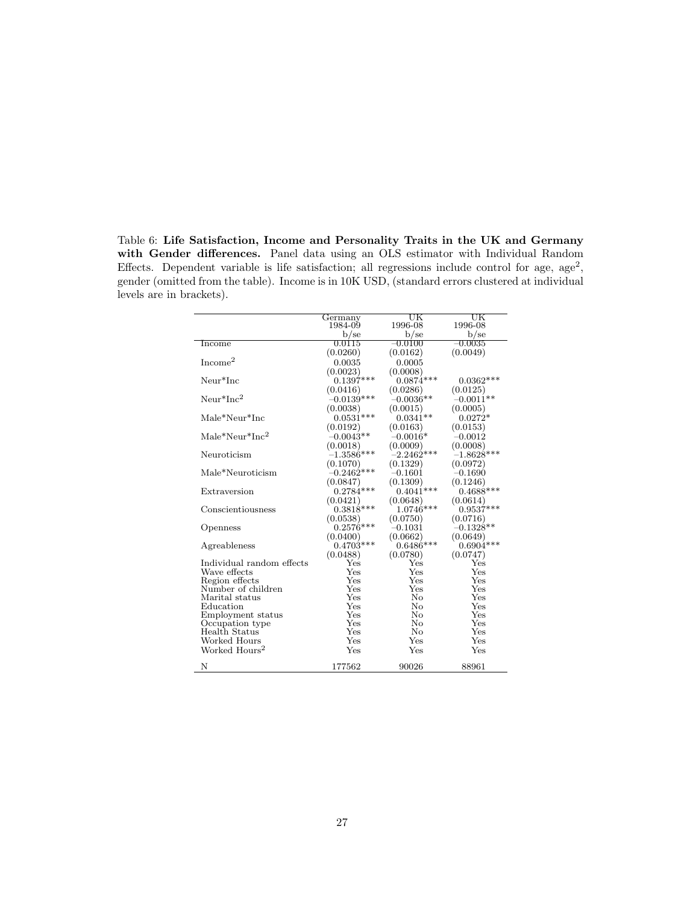Table 6: **Life Satisfaction, Income and Personality Traits in the UK and Germany with Gender differences.** Panel data using an OLS estimator with Individual Random Effects. Dependent variable is life satisfaction; all regressions include control for age, age$^2$, gender (omitted from the table). Income is in 10K USD, (standard errors clustered at individual levels are in brackets).

| | Germany 1984-09 | UK 1996-08 | UK 1996-08 |
|---|---|---|---|
| | b/se | b/se | b/se |
| Income | 0.0115 | −0.0100 | −0.0035 |
| | (0.0260) | (0.0162) | (0.0049) |
| Income$^2$ | 0.0035 | 0.0005 | |
| | (0.0023) | (0.0008) | |
| Neur*Inc | 0.1397*** | 0.0874*** | 0.0362*** |
| | (0.0416) | (0.0286) | (0.0125) |
| Neur*Inc$^2$ | −0.0139*** | −0.0036** | −0.0011** |
| | (0.0038) | (0.0015) | (0.0005) |
| Male*Neur*Inc | 0.0531*** | 0.0341** | 0.0272* |
| | (0.0192) | (0.0163) | (0.0153) |
| Male*Neur*Inc$^2$ | −0.0043** | −0.0016* | −0.0012 |
| | (0.0018) | (0.0009) | (0.0008) |
| Neuroticism | −1.3586*** | −2.2462*** | −1.8628*** |
| | (0.1070) | (0.1329) | (0.0972) |
| Male*Neuroticism | −0.2462*** | −0.1601 | −0.1690 |
| | (0.0847) | (0.1309) | (0.1246) |
| Extraversion | 0.2784*** | 0.4041*** | 0.4688*** |
| | (0.0421) | (0.0648) | (0.0614) |
| Conscientiousness | 0.3818*** | 1.0746*** | 0.9537*** |
| | (0.0538) | (0.0750) | (0.0716) |
| Openness | 0.2576*** | −0.1031 | −0.1328** |
| | (0.0400) | (0.0662) | (0.0649) |
| Agreableness | 0.4703*** | 0.6486*** | 0.6904*** |
| | (0.0488) | (0.0780) | (0.0747) |
| Individual random effects | Yes | Yes | Yes |
| Wave effects | Yes | Yes | Yes |
| Region effects | Yes | Yes | Yes |
| Number of children | Yes | Yes | Yes |
| Marital status | Yes | No | Yes |
| Education | Yes | No | Yes |
| Employment status | Yes | No | Yes |
| Occupation type | Yes | No | Yes |
| Health Status | Yes | No | Yes |
| Worked Hours | Yes | Yes | Yes |
| Worked Hours$^2$ | Yes | Yes | Yes |
| N | 177562 | 90026 | 88961 |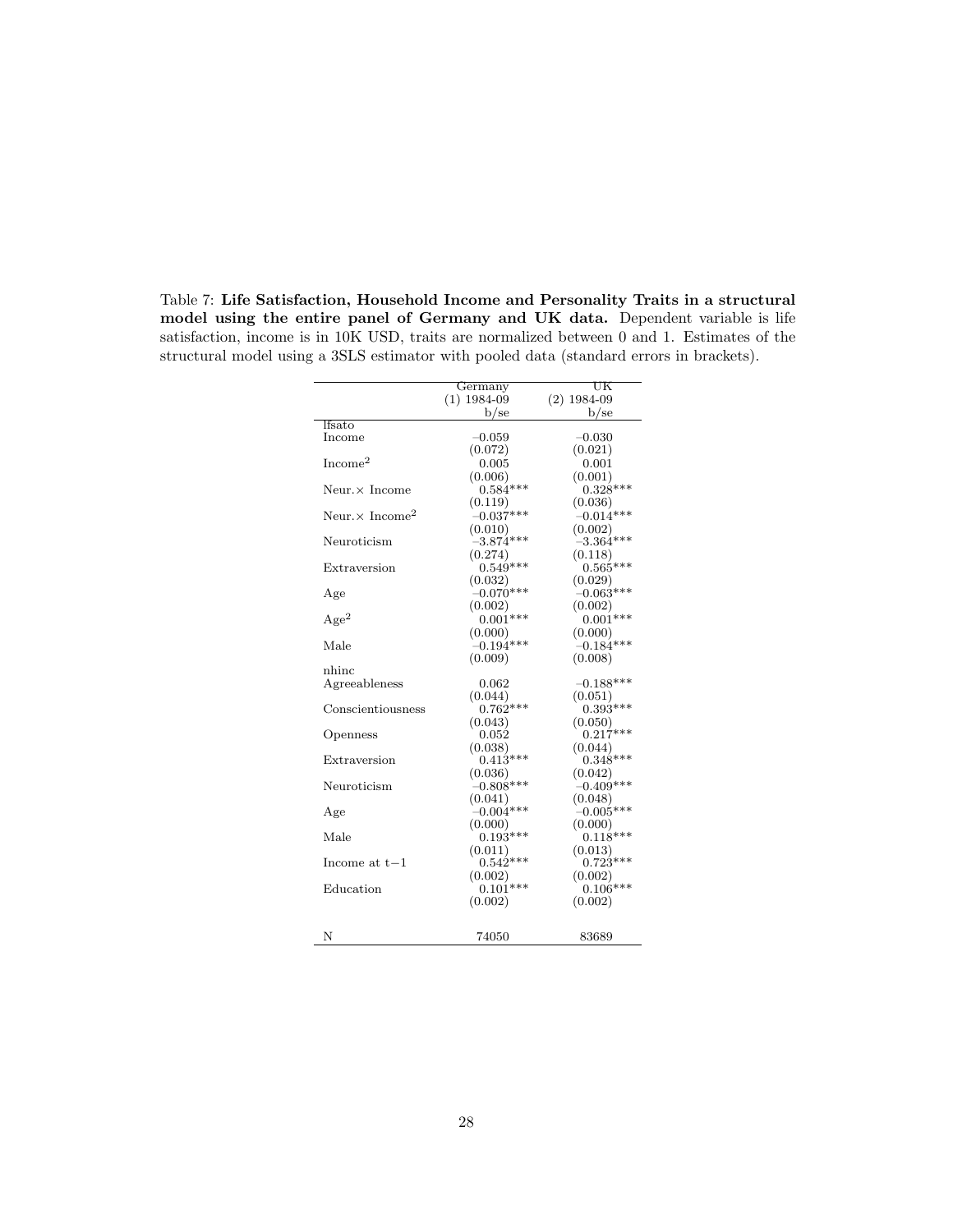Table 7: **Life Satisfaction, Household Income and Personality Traits in a structural model using the entire panel of Germany and UK data.** Dependent variable is life satisfaction, income is in 10K USD, traits are normalized between 0 and 1. Estimates of the structural model using a 3SLS estimator with pooled data (standard errors in brackets).

| | Germany | UK |
|---|---|---|
| | (1) 1984-09 | (2) 1984-09 |
| | b/se | b/se |
| lfsato | | |
| Income | −0.059 | −0.030 |
| | (0.072) | (0.021) |
| $\text{Income}^2$ | 0.005 | 0.001 |
| | (0.006) | (0.001) |
| Neur.× Income | 0.584*** | 0.328*** |
| | (0.119) | (0.036) |
| Neur.× $\text{Income}^2$ | −0.037*** | −0.014*** |
| | (0.010) | (0.002) |
| Neuroticism | −3.874*** | −3.364*** |
| | (0.274) | (0.118) |
| Extraversion | 0.549*** | 0.565*** |
| | (0.032) | (0.029) |
| Age | −0.070*** | −0.063*** |
| | (0.002) | (0.002) |
| $\text{Age}^2$ | 0.001*** | 0.001*** |
| | (0.000) | (0.000) |
| Male | −0.194*** | −0.184*** |
| | (0.009) | (0.008) |
| nhinc | | |
| Agreeableness | 0.062 | −0.188*** |
| | (0.044) | (0.051) |
| Conscientiousness | 0.762*** | 0.393*** |
| | (0.043) | (0.050) |
| Openness | 0.052 | 0.217*** |
| | (0.038) | (0.044) |
| Extraversion | 0.413*** | 0.348*** |
| | (0.036) | (0.042) |
| Neuroticism | −0.808*** | −0.409*** |
| | (0.041) | (0.048) |
| Age | −0.004*** | −0.005*** |
| | (0.000) | (0.000) |
| Male | 0.193*** | 0.118*** |
| | (0.011) | (0.013) |
| Income at t−1 | 0.542*** | 0.723*** |
| | (0.002) | (0.002) |
| Education | 0.101*** | 0.106*** |
| | (0.002) | (0.002) |
| N | 74050 | 83689 |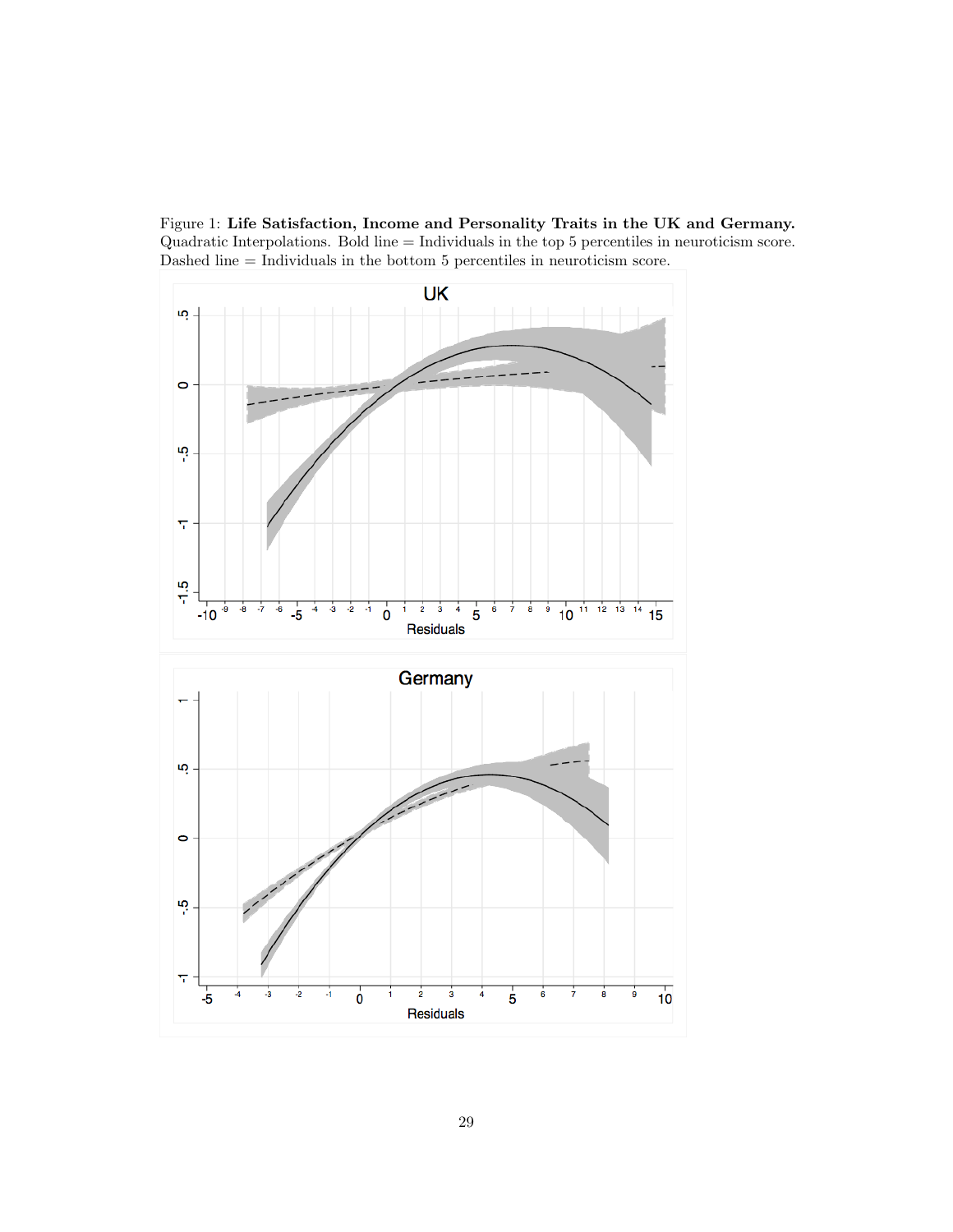Figure 1: **Life Satisfaction, Income and Personality Traits in the UK and Germany.** Quadratic Interpolations. Bold line = Individuals in the top 5 percentiles in neuroticism score. Dashed line = Individuals in the bottom 5 percentiles in neuroticism score.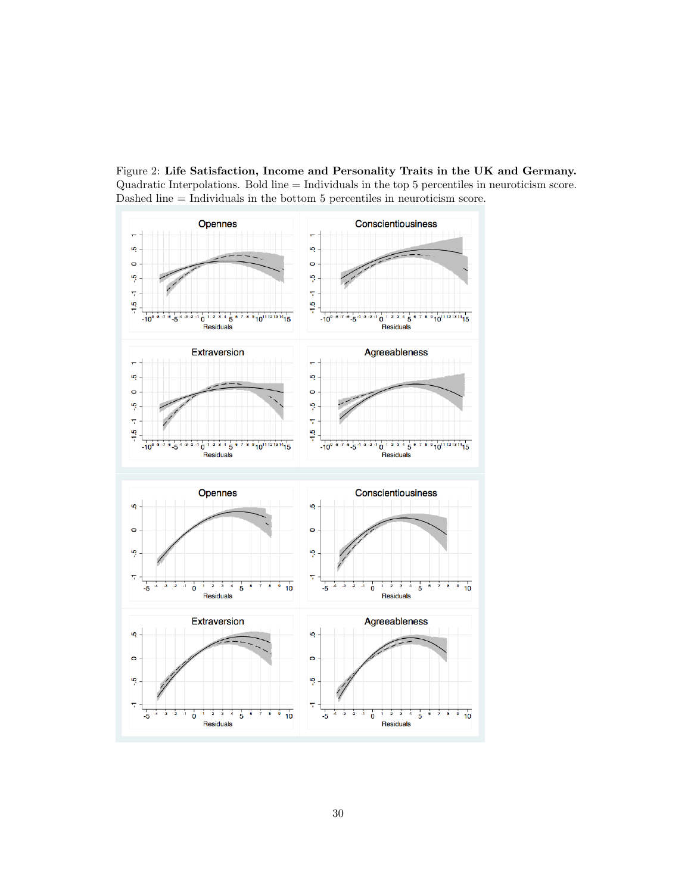Figure 2: **Life Satisfaction, Income and Personality Traits in the UK and Germany.** Quadratic Interpolations. Bold line = Individuals in the top 5 percentiles in neuroticism score. Dashed line = Individuals in the bottom 5 percentiles in neuroticism score.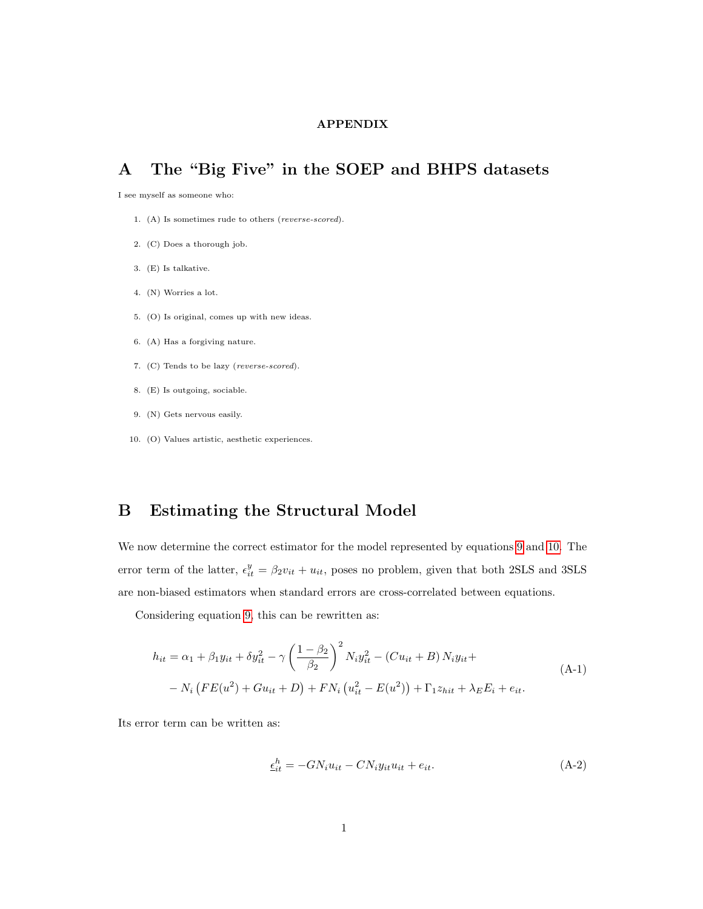**APPENDIX**

# A The "Big Five" in the SOEP and BHPS datasets

I see myself as someone who:

1. (A) Is sometimes rude to others (*reverse-scored*).
2. (C) Does a thorough job.
3. (E) Is talkative.
4. (N) Worries a lot.
5. (O) Is original, comes up with new ideas.
6. (A) Has a forgiving nature.
7. (C) Tends to be lazy (*reverse-scored*).
8. (E) Is outgoing, sociable.
9. (N) Gets nervous easily.
10. (O) Values artistic, aesthetic experiences.

# B Estimating the Structural Model

We now determine the correct estimator for the model represented by equations 9 and 10. The error term of the latter, $\epsilon^y_{it} = \beta_2 v_{it} + u_{it}$, poses no problem, given that both 2SLS and 3SLS are non-biased estimators when standard errors are cross-correlated between equations.

Considering equation 9, this can be rewritten as:

$$
\begin{aligned}
h_{it} = \alpha_1 + \beta_1 y_{it} + \delta y_{it}^2 - \gamma \left(\frac{1-\beta_2}{\beta_2}\right)^2 N_i y_{it}^2 - \left(C u_{it} + B\right) N_i y_{it} + \\
- N_i \left(F E(u^2) + G u_{it} + D\right) + F N_i \left(u_{it}^2 - E(u^2)\right) + \Gamma_1 z_{hit} + \lambda_E E_i + e_{it}.
\end{aligned}
\tag{A-1}
$$

Its error term can be written as:

$$
\underline{\epsilon}^h_{it} = -G N_i u_{it} - C N_i y_{it} u_{it} + e_{it}. \tag{A-2}
$$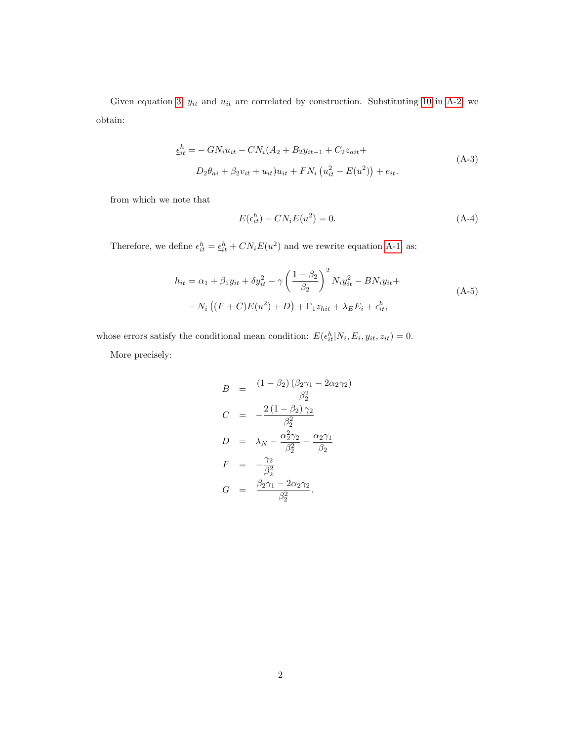Given equation 3, $y_{it}$ and $u_{it}$ are correlated by construction. Substituting 10 in A-2, we obtain:

$$
\begin{aligned}
\underline{\epsilon}_{it}^{h} = & -GN_i u_{it} - CN_i(A_2 + B_2 y_{it-1} + C_2 z_{ait} + \\
& D_2\theta_{ai} + \beta_2 v_{it} + u_{it})u_{it} + FN_i\left(u_{it}^2 - E(u^2)\right) + e_{it}.
\end{aligned} \tag{A-3}
$$

from which we note that

$$
E(\underline{\epsilon}_{it}^{h}) - CN_i E(u^2) = 0. \tag{A-4}
$$

Therefore, we define $\epsilon_{it}^{h} = \underline{\epsilon}_{it}^{h} + CN_i E(u^2)$ and we rewrite equation A-1 as:

$$
\begin{aligned}
h_{it} = & \ \alpha_1 + \beta_1 y_{it} + \delta y_{it}^2 - \gamma\left(\frac{1-\beta_2}{\beta_2}\right)^2 N_i y_{it}^2 - BN_i y_{it} + \\
& - N_i\left((F+C)E(u^2) + D\right) + \Gamma_1 z_{hit} + \lambda_E E_i + \epsilon_{it}^{h},
\end{aligned} \tag{A-5}
$$

whose errors satisfy the conditional mean condition: $E(\epsilon_{it}^{h}|N_i, E_i, y_{it}, z_{it}) = 0$.

More precisely:

$$
\begin{aligned}
B &= \frac{(1-\beta_2)(\beta_2\gamma_1 - 2\alpha_2\gamma_2)}{\beta_2^2} \\
C &= -\frac{2(1-\beta_2)\gamma_2}{\beta_2^2} \\
D &= \lambda_N - \frac{\alpha_2^2\gamma_2}{\beta_2^2} - \frac{\alpha_2\gamma_1}{\beta_2} \\
F &= -\frac{\gamma_2}{\beta_2^2} \\
G &= \frac{\beta_2\gamma_1 - 2\alpha_2\gamma_2}{\beta_2^2}.
\end{aligned}
$$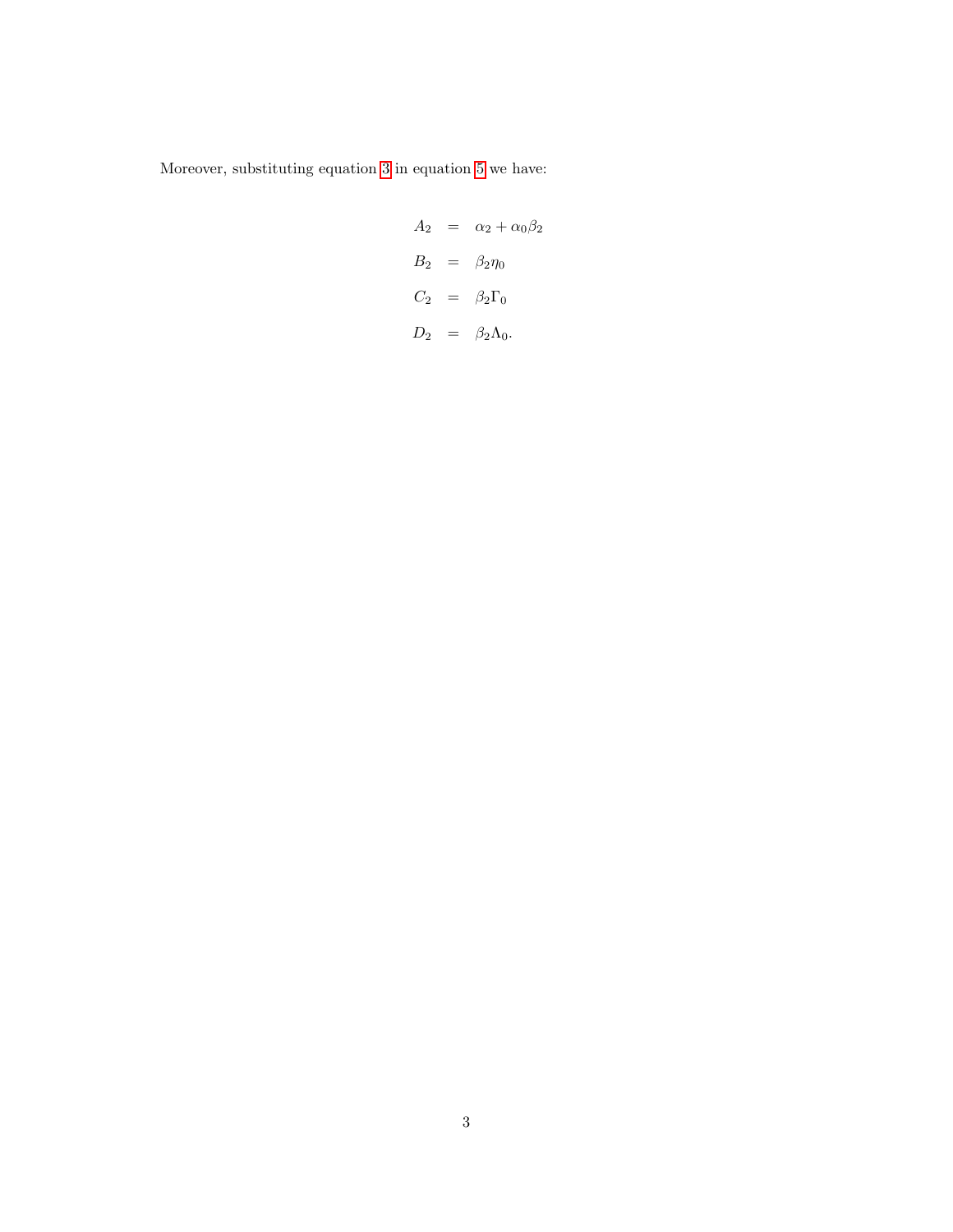Moreover, substituting equation 3 in equation 5 we have:

$$
\begin{aligned}
A_2 &= \alpha_2 + \alpha_0 \beta_2 \\
B_2 &= \beta_2 \eta_0 \\
C_2 &= \beta_2 \Gamma_0 \\
D_2 &= \beta_2 \Lambda_0.
\end{aligned}
$$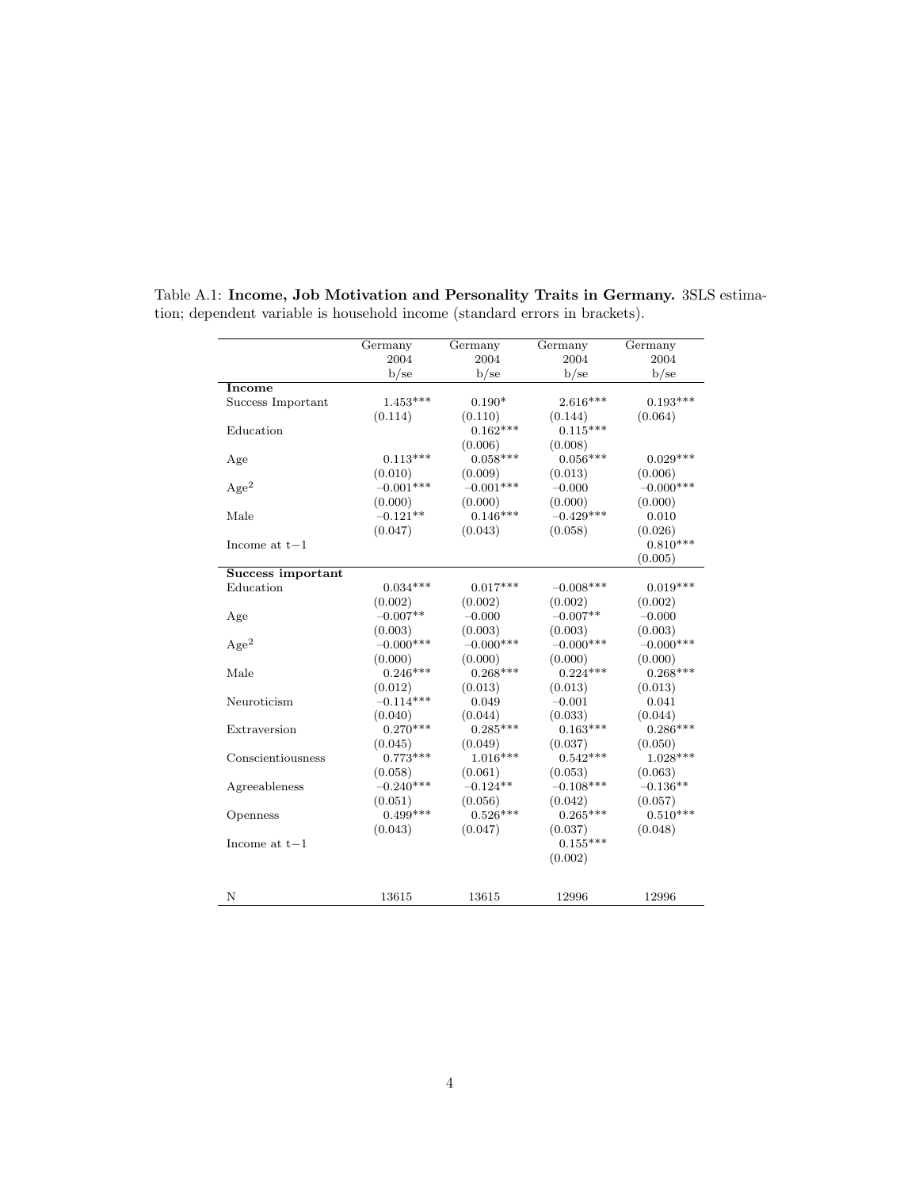Table A.1: **Income, Job Motivation and Personality Traits in Germany.** 3SLS estimation; dependent variable is household income (standard errors in brackets).

| | Germany 2004 b/se | Germany 2004 b/se | Germany 2004 b/se | Germany 2004 b/se |
|---|---|---|---|---|
| **Income** | | | | |
| Success Important | 1.453*** | 0.190* | 2.616*** | 0.193*** |
| | (0.114) | (0.110) | (0.144) | (0.064) |
| Education | | 0.162*** | 0.115*** | |
| | | (0.006) | (0.008) | |
| Age | 0.113*** | 0.058*** | 0.056*** | 0.029*** |
| | (0.010) | (0.009) | (0.013) | (0.006) |
| $\text{Age}^2$ | −0.001*** | −0.001*** | −0.000 | −0.000*** |
| | (0.000) | (0.000) | (0.000) | (0.000) |
| Male | −0.121** | 0.146*** | −0.429*** | 0.010 |
| | (0.047) | (0.043) | (0.058) | (0.026) |
| Income at t−1 | | | | 0.810*** |
| | | | | (0.005) |
| **Success important** | | | | |
| Education | 0.034*** | 0.017*** | −0.008*** | 0.019*** |
| | (0.002) | (0.002) | (0.002) | (0.002) |
| Age | −0.007** | −0.000 | −0.007** | −0.000 |
| | (0.003) | (0.003) | (0.003) | (0.003) |
| $\text{Age}^2$ | −0.000*** | −0.000*** | −0.000*** | −0.000*** |
| | (0.000) | (0.000) | (0.000) | (0.000) |
| Male | 0.246*** | 0.268*** | 0.224*** | 0.268*** |
| | (0.012) | (0.013) | (0.013) | (0.013) |
| Neuroticism | −0.114*** | 0.049 | −0.001 | 0.041 |
| | (0.040) | (0.044) | (0.033) | (0.044) |
| Extraversion | 0.270*** | 0.285*** | 0.163*** | 0.286*** |
| | (0.045) | (0.049) | (0.037) | (0.050) |
| Conscientiousness | 0.773*** | 1.016*** | 0.542*** | 1.028*** |
| | (0.058) | (0.061) | (0.053) | (0.063) |
| Agreeableness | −0.240*** | −0.124** | −0.108*** | −0.136** |
| | (0.051) | (0.056) | (0.042) | (0.057) |
| Openness | 0.499*** | 0.526*** | 0.265*** | 0.510*** |
| | (0.043) | (0.047) | (0.037) | (0.048) |
| Income at t−1 | | | 0.155*** | |
| | | | (0.002) | |
| N | 13615 | 13615 | 12996 | 12996 |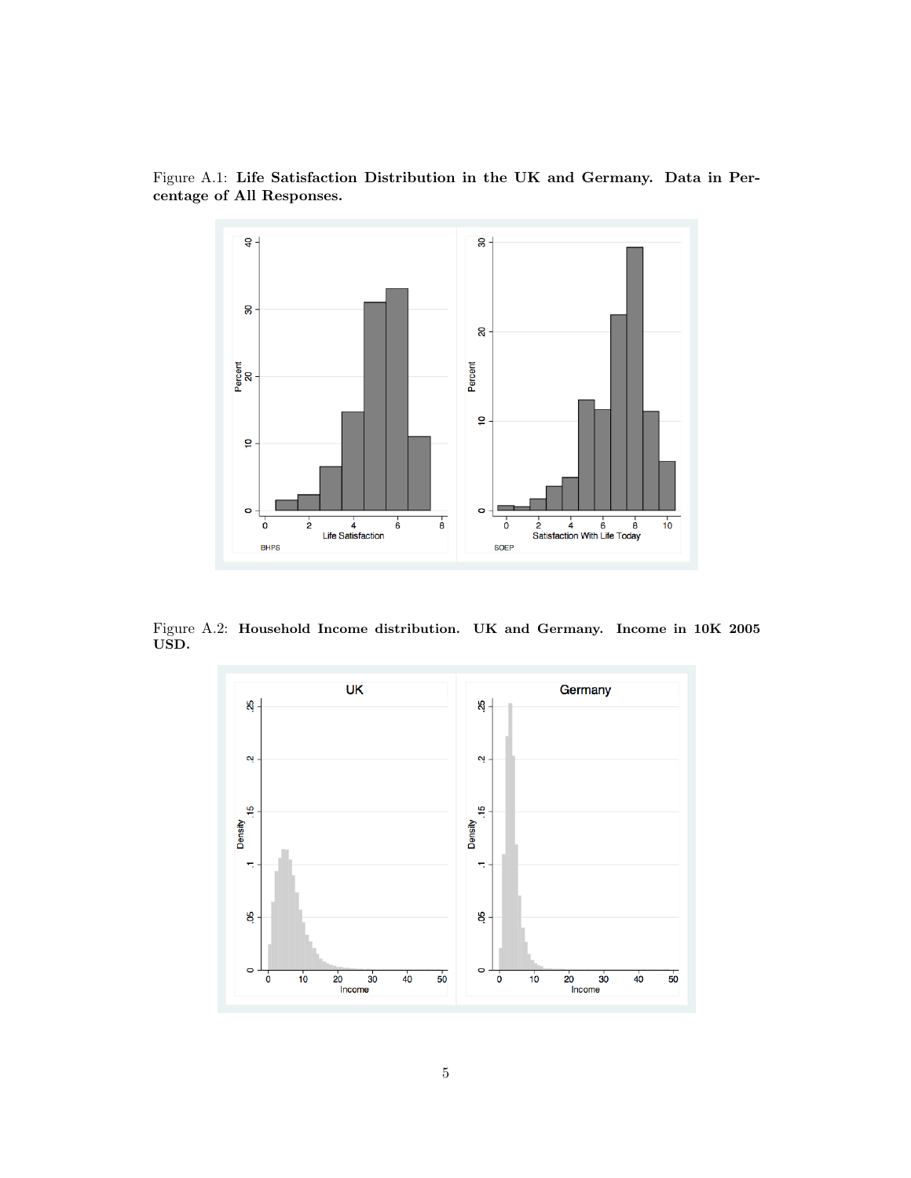Figure A.1: **Life Satisfaction Distribution in the UK and Germany. Data in Percentage of All Responses.**

Percent
0
10
20
30
40
0
2
4
6
8
Life Satisfaction
BHPS

Percent
0
10
20
30
0
2
4
6
8
10
Satisfaction With Life Today
SOEP

Figure A.2: **Household Income distribution. UK and Germany. Income in 10K 2005 USD.**

UK
Density
0
.05
.1
.15
.2
.25
0
10
20
30
40
50
Income

Germany
Density
0
.05
.1
.15
.2
.25
0
10
20
30
40
50
Income